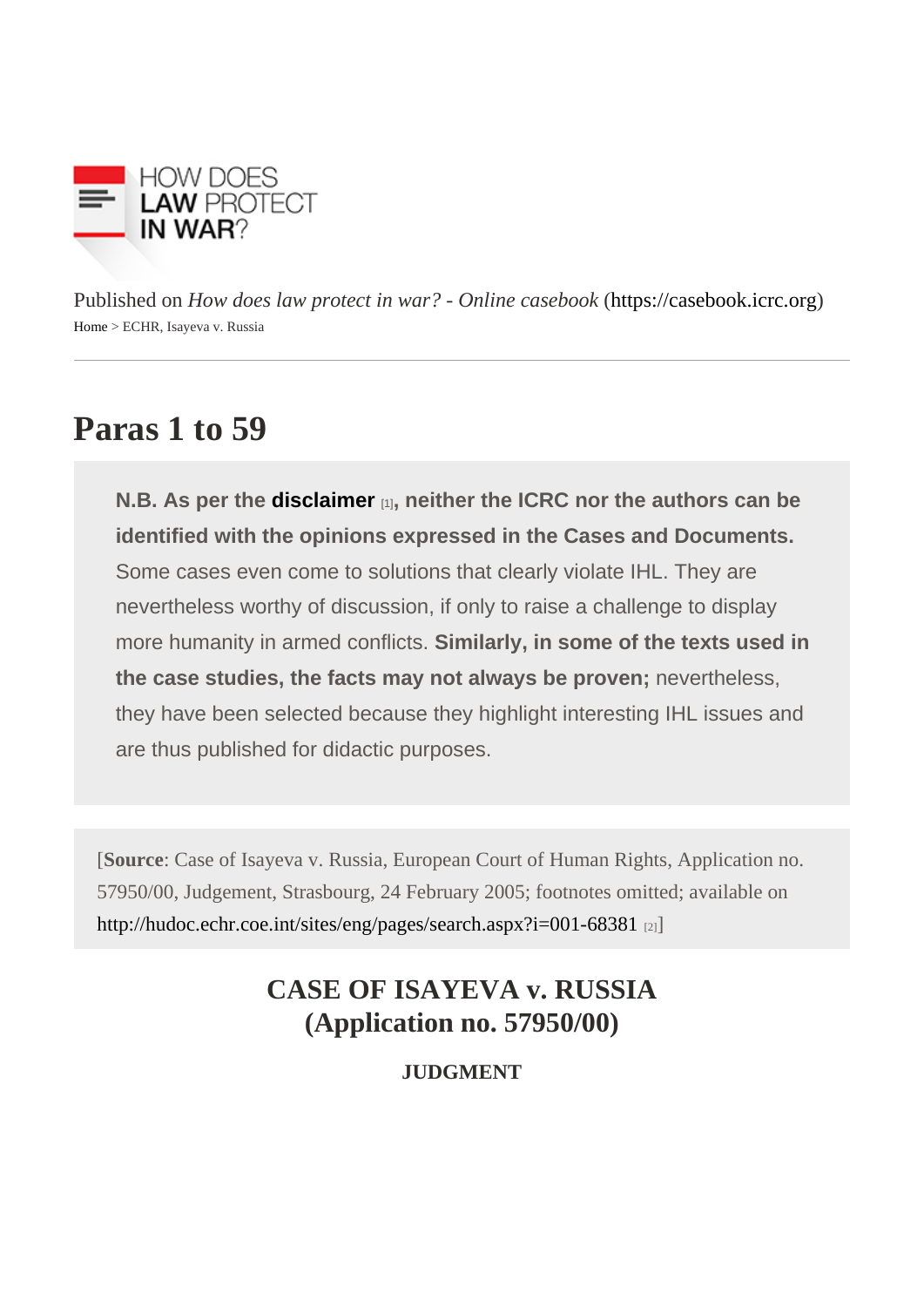HOW DOES LAW PROTECT IN WAR?

Published on *How does law protect in war? - Online casebook* (https://casebook.icrc.org)

Home > ECHR, Isayeva v. Russia

# Paras 1 to 59

**N.B. As per the disclaimer** [1]**, neither the ICRC nor the authors can be identified with the opinions expressed in the Cases and Documents.** Some cases even come to solutions that clearly violate IHL. They are nevertheless worthy of discussion, if only to raise a challenge to display more humanity in armed conflicts. **Similarly, in some of the texts used in the case studies, the facts may not always be proven;** nevertheless, they have been selected because they highlight interesting IHL issues and are thus published for didactic purposes.

[**Source**: Case of Isayeva v. Russia, European Court of Human Rights, Application no. 57950/00, Judgement, Strasbourg, 24 February 2005; footnotes omitted; available on http://hudoc.echr.coe.int/sites/eng/pages/search.aspx?i=001-68381 [2]]

## CASE OF ISAYEVA v. RUSSIA (Application no. 57950/00)

### JUDGMENT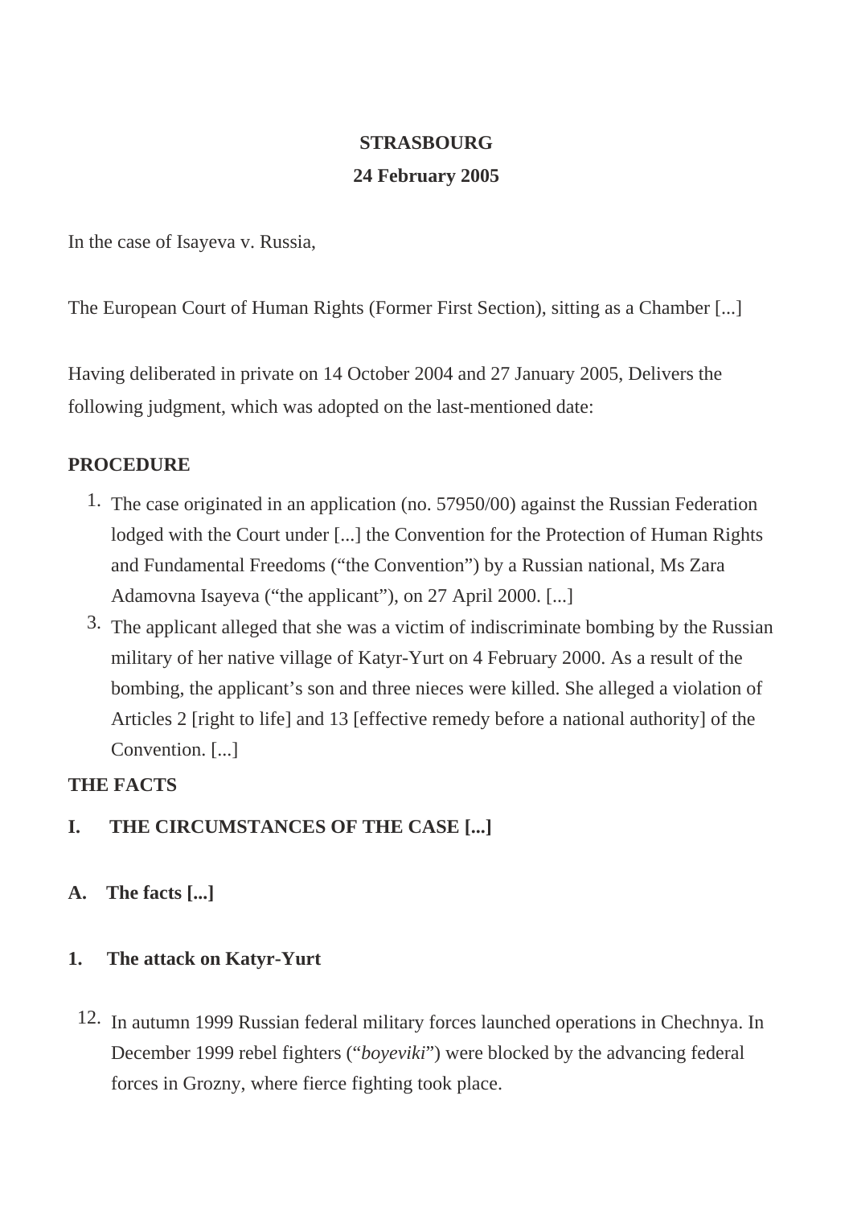**STRASBOURG**

**24 February 2005**

In the case of Isayeva v. Russia,

The European Court of Human Rights (Former First Section), sitting as a Chamber [...]

Having deliberated in private on 14 October 2004 and 27 January 2005, Delivers the following judgment, which was adopted on the last-mentioned date:

**PROCEDURE**

1. The case originated in an application (no. 57950/00) against the Russian Federation lodged with the Court under [...] the Convention for the Protection of Human Rights and Fundamental Freedoms ("the Convention") by a Russian national, Ms Zara Adamovna Isayeva ("the applicant"), on 27 April 2000. [...]
3. The applicant alleged that she was a victim of indiscriminate bombing by the Russian military of her native village of Katyr-Yurt on 4 February 2000. As a result of the bombing, the applicant's son and three nieces were killed. She alleged a violation of Articles 2 [right to life] and 13 [effective remedy before a national authority] of the Convention. [...]

**THE FACTS**

**I. THE CIRCUMSTANCES OF THE CASE [...]**

**A. The facts [...]**

**1. The attack on Katyr-Yurt**

12. In autumn 1999 Russian federal military forces launched operations in Chechnya. In December 1999 rebel fighters ("*boyeviki*") were blocked by the advancing federal forces in Grozny, where fierce fighting took place.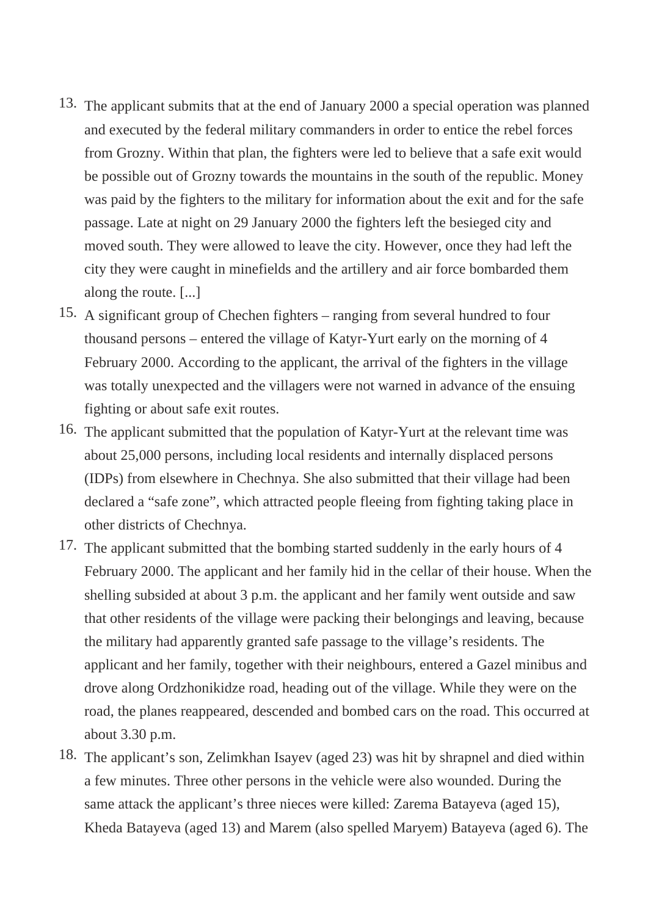13. The applicant submits that at the end of January 2000 a special operation was planned and executed by the federal military commanders in order to entice the rebel forces from Grozny. Within that plan, the fighters were led to believe that a safe exit would be possible out of Grozny towards the mountains in the south of the republic. Money was paid by the fighters to the military for information about the exit and for the safe passage. Late at night on 29 January 2000 the fighters left the besieged city and moved south. They were allowed to leave the city. However, once they had left the city they were caught in minefields and the artillery and air force bombarded them along the route. [...]
15. A significant group of Chechen fighters – ranging from several hundred to four thousand persons – entered the village of Katyr-Yurt early on the morning of 4 February 2000. According to the applicant, the arrival of the fighters in the village was totally unexpected and the villagers were not warned in advance of the ensuing fighting or about safe exit routes.
16. The applicant submitted that the population of Katyr-Yurt at the relevant time was about 25,000 persons, including local residents and internally displaced persons (IDPs) from elsewhere in Chechnya. She also submitted that their village had been declared a “safe zone”, which attracted people fleeing from fighting taking place in other districts of Chechnya.
17. The applicant submitted that the bombing started suddenly in the early hours of 4 February 2000. The applicant and her family hid in the cellar of their house. When the shelling subsided at about 3 p.m. the applicant and her family went outside and saw that other residents of the village were packing their belongings and leaving, because the military had apparently granted safe passage to the village’s residents. The applicant and her family, together with their neighbours, entered a Gazel minibus and drove along Ordzhonikidze road, heading out of the village. While they were on the road, the planes reappeared, descended and bombed cars on the road. This occurred at about 3.30 p.m.
18. The applicant’s son, Zelimkhan Isayev (aged 23) was hit by shrapnel and died within a few minutes. Three other persons in the vehicle were also wounded. During the same attack the applicant’s three nieces were killed: Zarema Batayeva (aged 15), Kheda Batayeva (aged 13) and Marem (also spelled Maryem) Batayeva (aged 6). The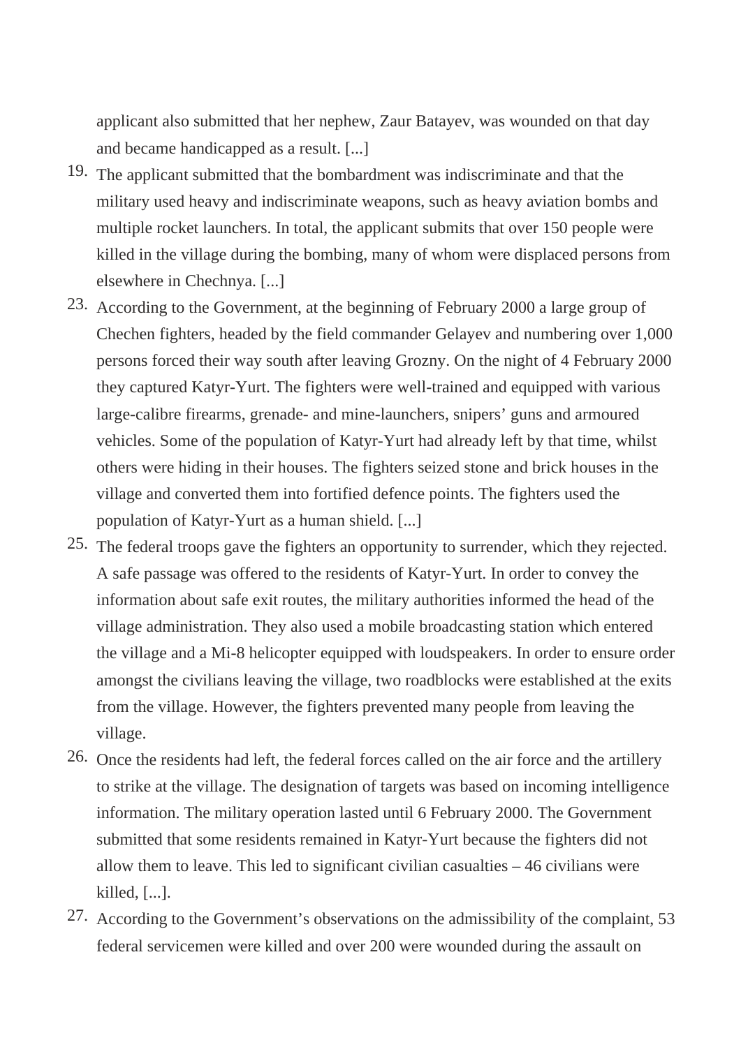applicant also submitted that her nephew, Zaur Batayev, was wounded on that day and became handicapped as a result. [...]

19. The applicant submitted that the bombardment was indiscriminate and that the military used heavy and indiscriminate weapons, such as heavy aviation bombs and multiple rocket launchers. In total, the applicant submits that over 150 people were killed in the village during the bombing, many of whom were displaced persons from elsewhere in Chechnya. [...]

23. According to the Government, at the beginning of February 2000 a large group of Chechen fighters, headed by the field commander Gelayev and numbering over 1,000 persons forced their way south after leaving Grozny. On the night of 4 February 2000 they captured Katyr-Yurt. The fighters were well-trained and equipped with various large-calibre firearms, grenade- and mine-launchers, snipers' guns and armoured vehicles. Some of the population of Katyr-Yurt had already left by that time, whilst others were hiding in their houses. The fighters seized stone and brick houses in the village and converted them into fortified defence points. The fighters used the population of Katyr-Yurt as a human shield. [...]

25. The federal troops gave the fighters an opportunity to surrender, which they rejected. A safe passage was offered to the residents of Katyr-Yurt. In order to convey the information about safe exit routes, the military authorities informed the head of the village administration. They also used a mobile broadcasting station which entered the village and a Mi-8 helicopter equipped with loudspeakers. In order to ensure order amongst the civilians leaving the village, two roadblocks were established at the exits from the village. However, the fighters prevented many people from leaving the village.

26. Once the residents had left, the federal forces called on the air force and the artillery to strike at the village. The designation of targets was based on incoming intelligence information. The military operation lasted until 6 February 2000. The Government submitted that some residents remained in Katyr-Yurt because the fighters did not allow them to leave. This led to significant civilian casualties – 46 civilians were killed, [...].

27. According to the Government's observations on the admissibility of the complaint, 53 federal servicemen were killed and over 200 were wounded during the assault on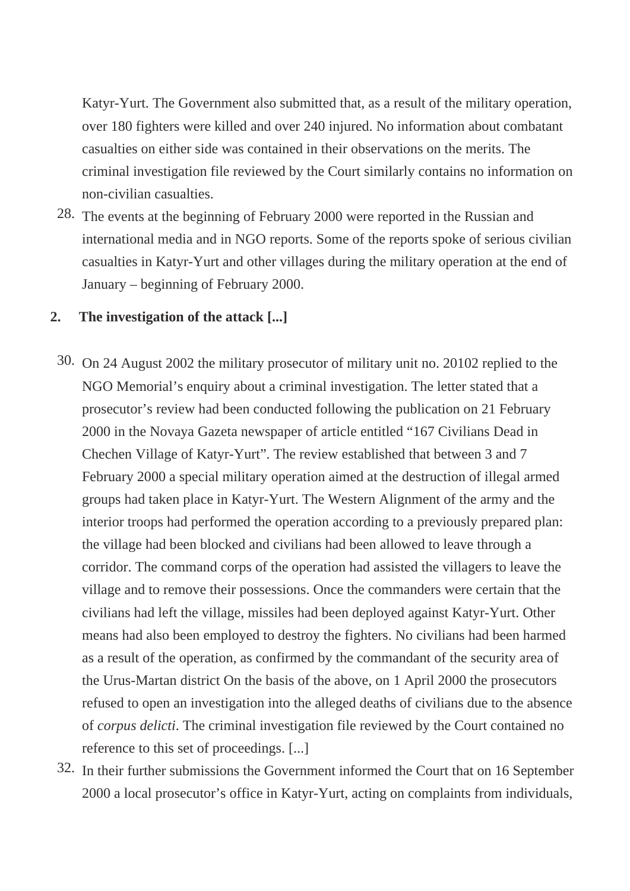Katyr-Yurt. The Government also submitted that, as a result of the military operation, over 180 fighters were killed and over 240 injured. No information about combatant casualties on either side was contained in their observations on the merits. The criminal investigation file reviewed by the Court similarly contains no information on non-civilian casualties.

28. The events at the beginning of February 2000 were reported in the Russian and international media and in NGO reports. Some of the reports spoke of serious civilian casualties in Katyr-Yurt and other villages during the military operation at the end of January – beginning of February 2000.

**2. The investigation of the attack [...]**

30. On 24 August 2002 the military prosecutor of military unit no. 20102 replied to the NGO Memorial's enquiry about a criminal investigation. The letter stated that a prosecutor's review had been conducted following the publication on 21 February 2000 in the Novaya Gazeta newspaper of article entitled "167 Civilians Dead in Chechen Village of Katyr-Yurt". The review established that between 3 and 7 February 2000 a special military operation aimed at the destruction of illegal armed groups had taken place in Katyr-Yurt. The Western Alignment of the army and the interior troops had performed the operation according to a previously prepared plan: the village had been blocked and civilians had been allowed to leave through a corridor. The command corps of the operation had assisted the villagers to leave the village and to remove their possessions. Once the commanders were certain that the civilians had left the village, missiles had been deployed against Katyr-Yurt. Other means had also been employed to destroy the fighters. No civilians had been harmed as a result of the operation, as confirmed by the commandant of the security area of the Urus-Martan district On the basis of the above, on 1 April 2000 the prosecutors refused to open an investigation into the alleged deaths of civilians due to the absence of *corpus delicti*. The criminal investigation file reviewed by the Court contained no reference to this set of proceedings. [...]

32. In their further submissions the Government informed the Court that on 16 September 2000 a local prosecutor's office in Katyr-Yurt, acting on complaints from individuals,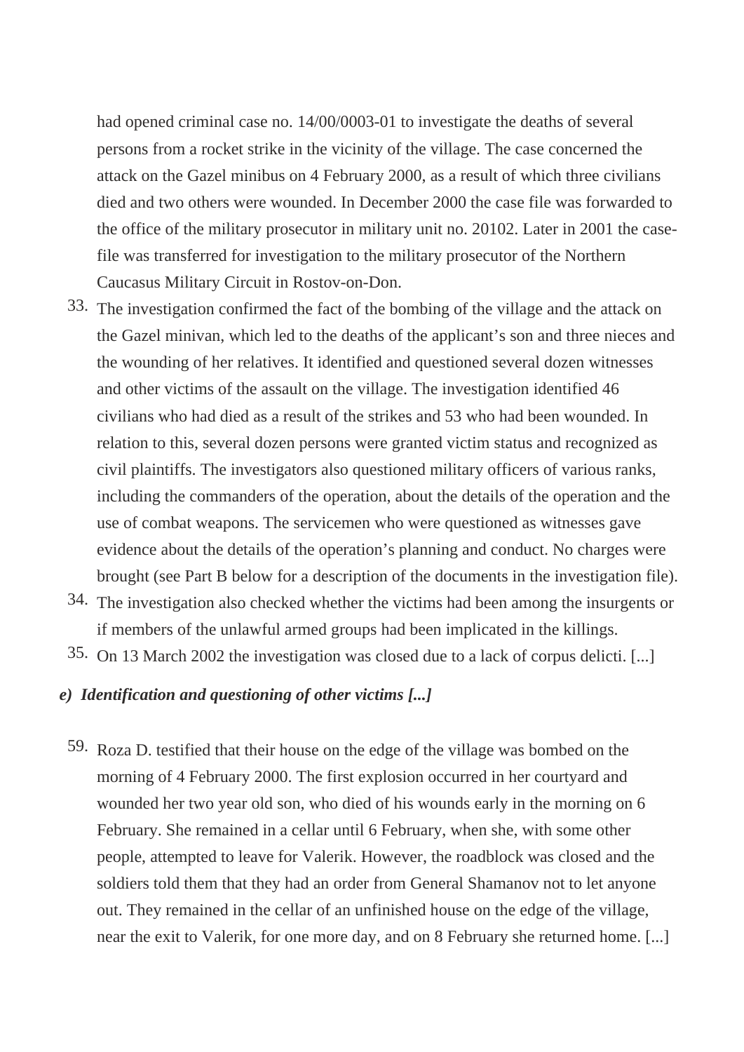had opened criminal case no. 14/00/0003-01 to investigate the deaths of several persons from a rocket strike in the vicinity of the village. The case concerned the attack on the Gazel minibus on 4 February 2000, as a result of which three civilians died and two others were wounded. In December 2000 the case file was forwarded to the office of the military prosecutor in military unit no. 20102. Later in 2001 the case-file was transferred for investigation to the military prosecutor of the Northern Caucasus Military Circuit in Rostov-on-Don.

33. The investigation confirmed the fact of the bombing of the village and the attack on the Gazel minivan, which led to the deaths of the applicant's son and three nieces and the wounding of her relatives. It identified and questioned several dozen witnesses and other victims of the assault on the village. The investigation identified 46 civilians who had died as a result of the strikes and 53 who had been wounded. In relation to this, several dozen persons were granted victim status and recognized as civil plaintiffs. The investigators also questioned military officers of various ranks, including the commanders of the operation, about the details of the operation and the use of combat weapons. The servicemen who were questioned as witnesses gave evidence about the details of the operation's planning and conduct. No charges were brought (see Part B below for a description of the documents in the investigation file).

34. The investigation also checked whether the victims had been among the insurgents or if members of the unlawful armed groups had been implicated in the killings.

35. On 13 March 2002 the investigation was closed due to a lack of corpus delicti. [...]

### *e) Identification and questioning of other victims [...]*

59. Roza D. testified that their house on the edge of the village was bombed on the morning of 4 February 2000. The first explosion occurred in her courtyard and wounded her two year old son, who died of his wounds early in the morning on 6 February. She remained in a cellar until 6 February, when she, with some other people, attempted to leave for Valerik. However, the roadblock was closed and the soldiers told them that they had an order from General Shamanov not to let anyone out. They remained in the cellar of an unfinished house on the edge of the village, near the exit to Valerik, for one more day, and on 8 February she returned home. [...]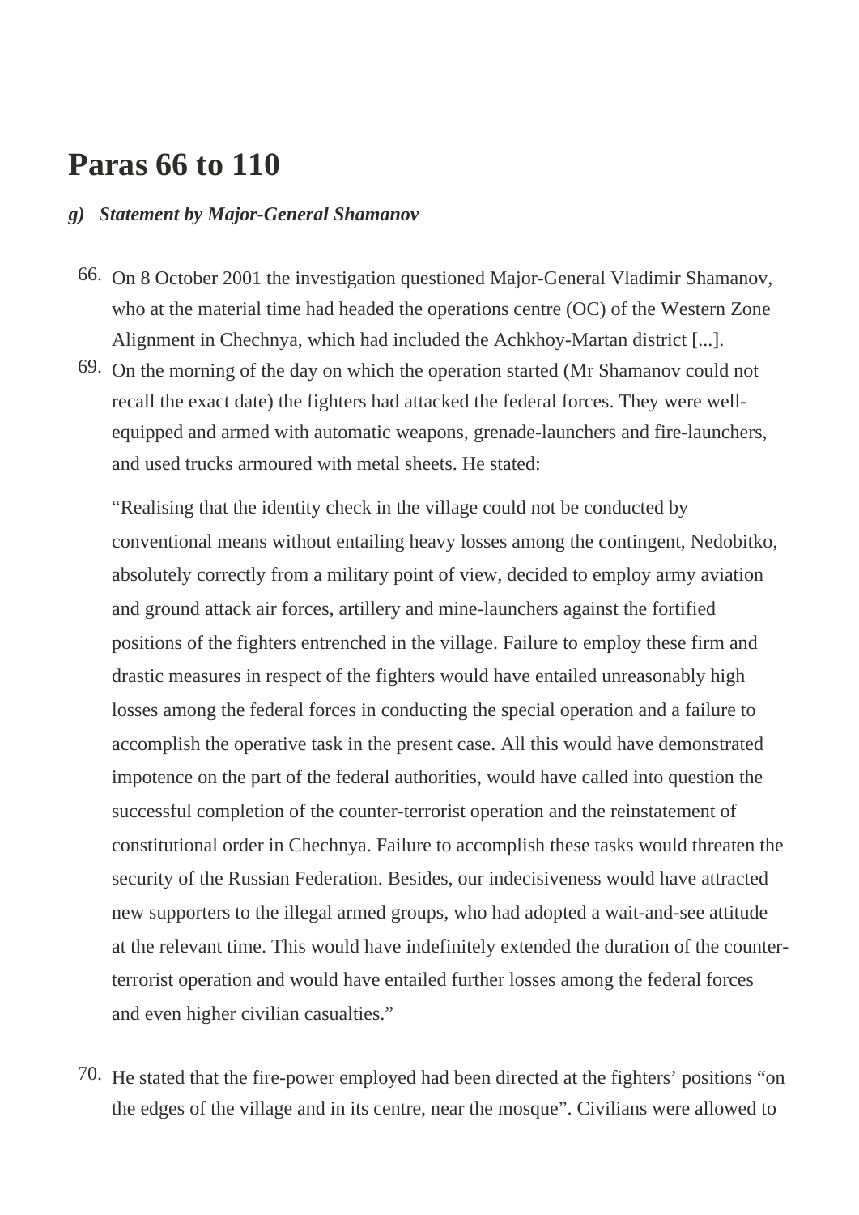# Paras 66 to 110

***g) Statement by Major-General Shamanov***

66. On 8 October 2001 the investigation questioned Major-General Vladimir Shamanov, who at the material time had headed the operations centre (OC) of the Western Zone Alignment in Chechnya, which had included the Achkhoy-Martan district [...].

69. On the morning of the day on which the operation started (Mr Shamanov could not recall the exact date) the fighters had attacked the federal forces. They were well-equipped and armed with automatic weapons, grenade-launchers and fire-launchers, and used trucks armoured with metal sheets. He stated:

    "Realising that the identity check in the village could not be conducted by conventional means without entailing heavy losses among the contingent, Nedobitko, absolutely correctly from a military point of view, decided to employ army aviation and ground attack air forces, artillery and mine-launchers against the fortified positions of the fighters entrenched in the village. Failure to employ these firm and drastic measures in respect of the fighters would have entailed unreasonably high losses among the federal forces in conducting the special operation and a failure to accomplish the operative task in the present case. All this would have demonstrated impotence on the part of the federal authorities, would have called into question the successful completion of the counter-terrorist operation and the reinstatement of constitutional order in Chechnya. Failure to accomplish these tasks would threaten the security of the Russian Federation. Besides, our indecisiveness would have attracted new supporters to the illegal armed groups, who had adopted a wait-and-see attitude at the relevant time. This would have indefinitely extended the duration of the counter-terrorist operation and would have entailed further losses among the federal forces and even higher civilian casualties."

70. He stated that the fire-power employed had been directed at the fighters' positions "on the edges of the village and in its centre, near the mosque". Civilians were allowed to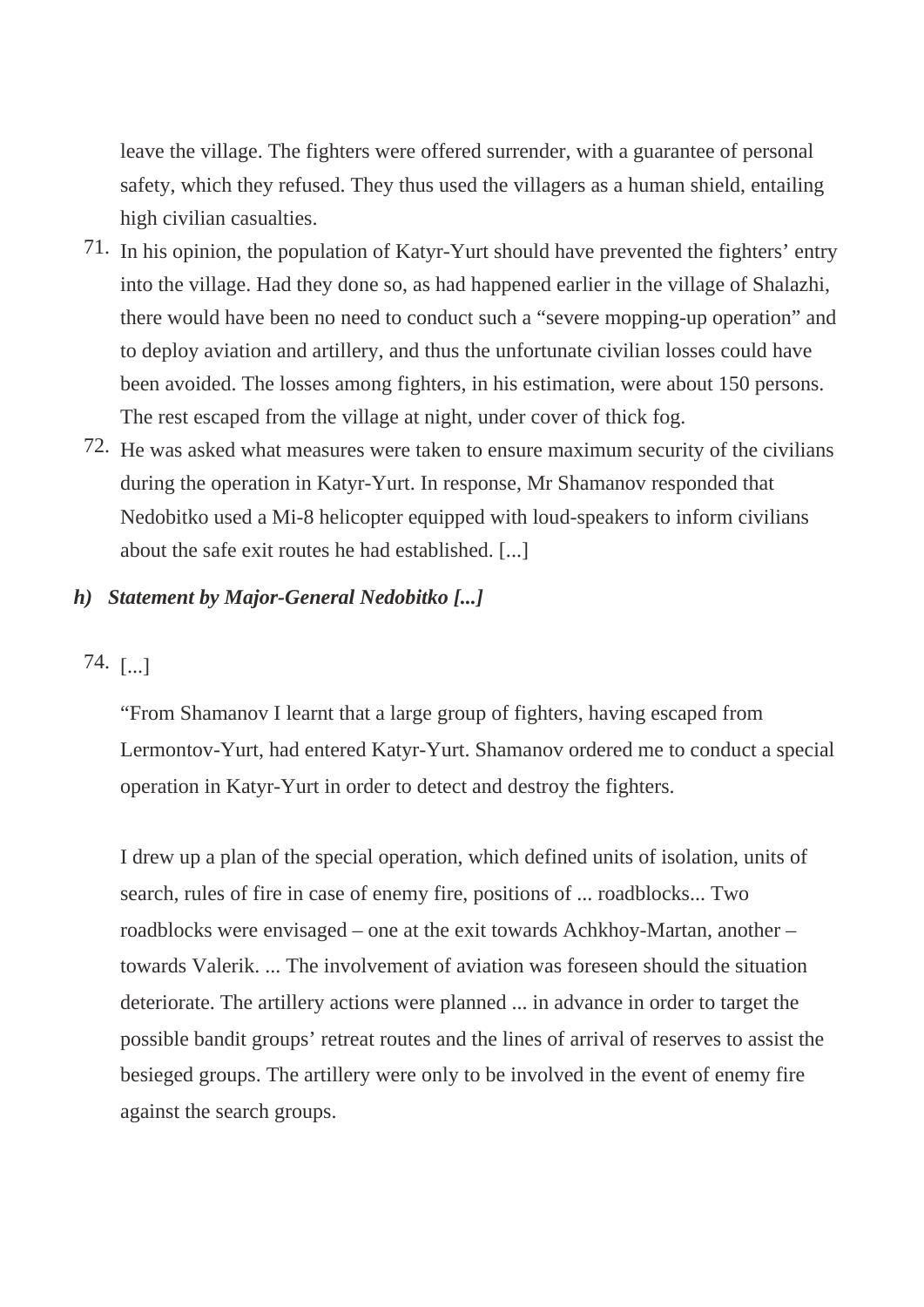leave the village. The fighters were offered surrender, with a guarantee of personal safety, which they refused. They thus used the villagers as a human shield, entailing high civilian casualties.

71. In his opinion, the population of Katyr-Yurt should have prevented the fighters' entry into the village. Had they done so, as had happened earlier in the village of Shalazhi, there would have been no need to conduct such a "severe mopping-up operation" and to deploy aviation and artillery, and thus the unfortunate civilian losses could have been avoided. The losses among fighters, in his estimation, were about 150 persons. The rest escaped from the village at night, under cover of thick fog.

72. He was asked what measures were taken to ensure maximum security of the civilians during the operation in Katyr-Yurt. In response, Mr Shamanov responded that Nedobitko used a Mi-8 helicopter equipped with loud-speakers to inform civilians about the safe exit routes he had established. [...]

### *h) Statement by Major-General Nedobitko [...]*

74. [...]

"From Shamanov I learnt that a large group of fighters, having escaped from Lermontov-Yurt, had entered Katyr-Yurt. Shamanov ordered me to conduct a special operation in Katyr-Yurt in order to detect and destroy the fighters.

I drew up a plan of the special operation, which defined units of isolation, units of search, rules of fire in case of enemy fire, positions of ... roadblocks... Two roadblocks were envisaged – one at the exit towards Achkhoy-Martan, another – towards Valerik. ... The involvement of aviation was foreseen should the situation deteriorate. The artillery actions were planned ... in advance in order to target the possible bandit groups' retreat routes and the lines of arrival of reserves to assist the besieged groups. The artillery were only to be involved in the event of enemy fire against the search groups.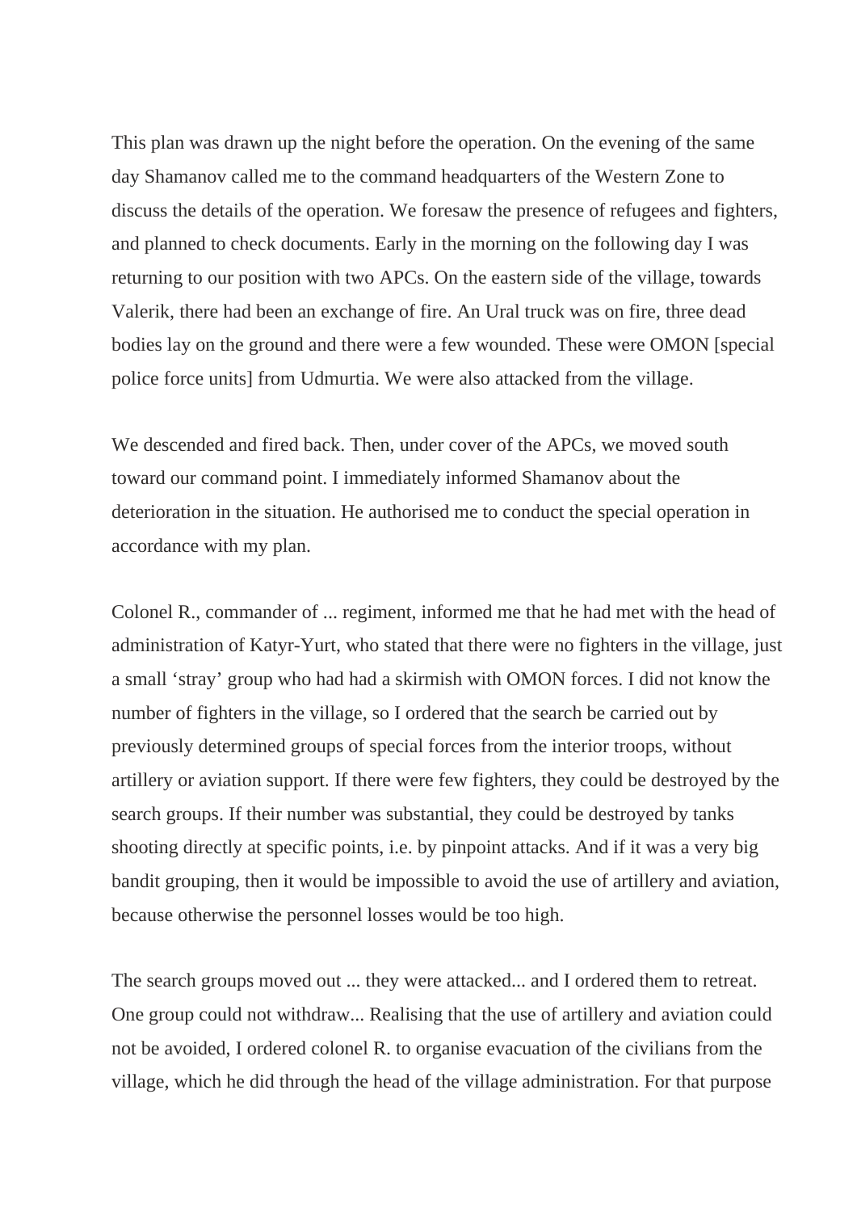This plan was drawn up the night before the operation. On the evening of the same day Shamanov called me to the command headquarters of the Western Zone to discuss the details of the operation. We foresaw the presence of refugees and fighters, and planned to check documents. Early in the morning on the following day I was returning to our position with two APCs. On the eastern side of the village, towards Valerik, there had been an exchange of fire. An Ural truck was on fire, three dead bodies lay on the ground and there were a few wounded. These were OMON [special police force units] from Udmurtia. We were also attacked from the village.

We descended and fired back. Then, under cover of the APCs, we moved south toward our command point. I immediately informed Shamanov about the deterioration in the situation. He authorised me to conduct the special operation in accordance with my plan.

Colonel R., commander of ... regiment, informed me that he had met with the head of administration of Katyr-Yurt, who stated that there were no fighters in the village, just a small 'stray' group who had had a skirmish with OMON forces. I did not know the number of fighters in the village, so I ordered that the search be carried out by previously determined groups of special forces from the interior troops, without artillery or aviation support. If there were few fighters, they could be destroyed by the search groups. If their number was substantial, they could be destroyed by tanks shooting directly at specific points, i.e. by pinpoint attacks. And if it was a very big bandit grouping, then it would be impossible to avoid the use of artillery and aviation, because otherwise the personnel losses would be too high.

The search groups moved out ... they were attacked... and I ordered them to retreat. One group could not withdraw... Realising that the use of artillery and aviation could not be avoided, I ordered colonel R. to organise evacuation of the civilians from the village, which he did through the head of the village administration. For that purpose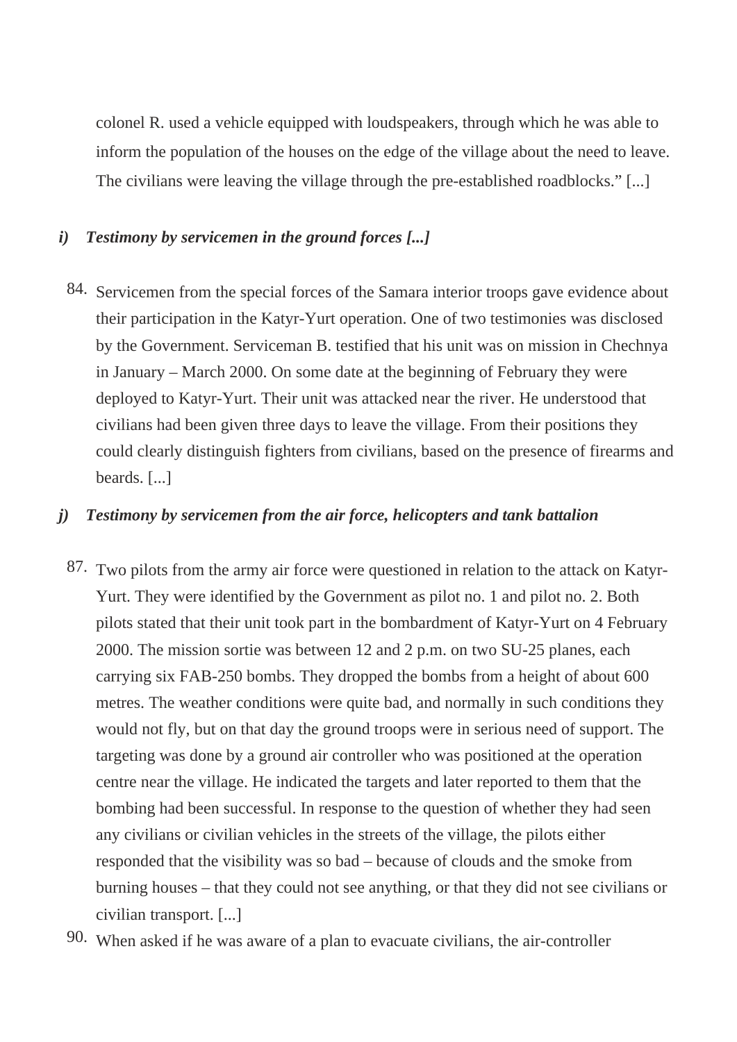colonel R. used a vehicle equipped with loudspeakers, through which he was able to inform the population of the houses on the edge of the village about the need to leave. The civilians were leaving the village through the pre-established roadblocks." [...]

### *i) Testimony by servicemen in the ground forces [...]*

84. Servicemen from the special forces of the Samara interior troops gave evidence about their participation in the Katyr-Yurt operation. One of two testimonies was disclosed by the Government. Serviceman B. testified that his unit was on mission in Chechnya in January – March 2000. On some date at the beginning of February they were deployed to Katyr-Yurt. Their unit was attacked near the river. He understood that civilians had been given three days to leave the village. From their positions they could clearly distinguish fighters from civilians, based on the presence of firearms and beards. [...]

### *j) Testimony by servicemen from the air force, helicopters and tank battalion*

87. Two pilots from the army air force were questioned in relation to the attack on Katyr-Yurt. They were identified by the Government as pilot no. 1 and pilot no. 2. Both pilots stated that their unit took part in the bombardment of Katyr-Yurt on 4 February 2000. The mission sortie was between 12 and 2 p.m. on two SU-25 planes, each carrying six FAB-250 bombs. They dropped the bombs from a height of about 600 metres. The weather conditions were quite bad, and normally in such conditions they would not fly, but on that day the ground troops were in serious need of support. The targeting was done by a ground air controller who was positioned at the operation centre near the village. He indicated the targets and later reported to them that the bombing had been successful. In response to the question of whether they had seen any civilians or civilian vehicles in the streets of the village, the pilots either responded that the visibility was so bad – because of clouds and the smoke from burning houses – that they could not see anything, or that they did not see civilians or civilian transport. [...]

90. When asked if he was aware of a plan to evacuate civilians, the air-controller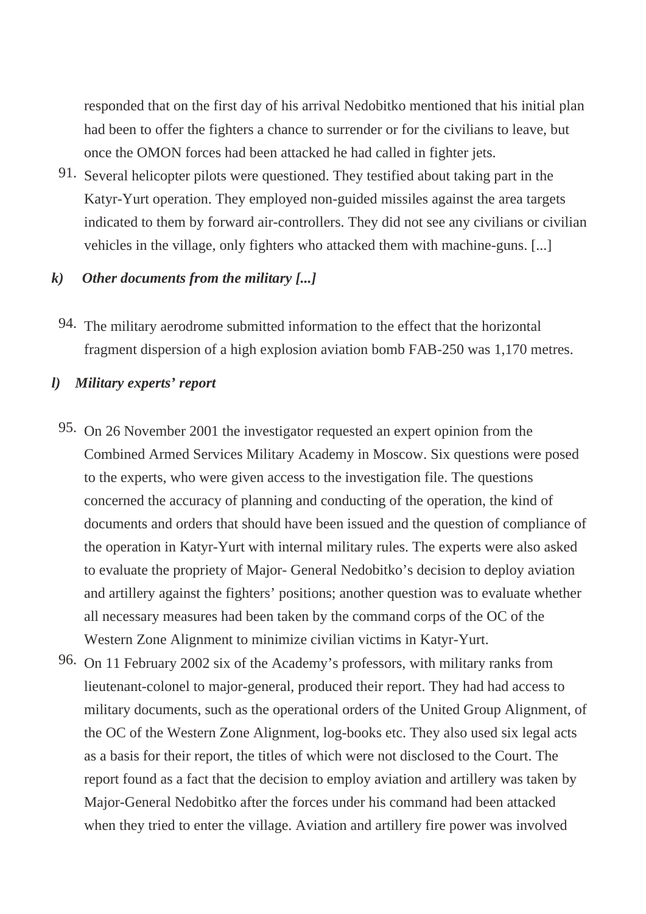responded that on the first day of his arrival Nedobitko mentioned that his initial plan had been to offer the fighters a chance to surrender or for the civilians to leave, but once the OMON forces had been attacked he had called in fighter jets.

91. Several helicopter pilots were questioned. They testified about taking part in the Katyr-Yurt operation. They employed non-guided missiles against the area targets indicated to them by forward air-controllers. They did not see any civilians or civilian vehicles in the village, only fighters who attacked them with machine-guns. [...]

### *k) Other documents from the military [...]*

94. The military aerodrome submitted information to the effect that the horizontal fragment dispersion of a high explosion aviation bomb FAB-250 was 1,170 metres.

### *l) Military experts' report*

95. On 26 November 2001 the investigator requested an expert opinion from the Combined Armed Services Military Academy in Moscow. Six questions were posed to the experts, who were given access to the investigation file. The questions concerned the accuracy of planning and conducting of the operation, the kind of documents and orders that should have been issued and the question of compliance of the operation in Katyr-Yurt with internal military rules. The experts were also asked to evaluate the propriety of Major- General Nedobitko's decision to deploy aviation and artillery against the fighters' positions; another question was to evaluate whether all necessary measures had been taken by the command corps of the OC of the Western Zone Alignment to minimize civilian victims in Katyr-Yurt.

96. On 11 February 2002 six of the Academy's professors, with military ranks from lieutenant-colonel to major-general, produced their report. They had had access to military documents, such as the operational orders of the United Group Alignment, of the OC of the Western Zone Alignment, log-books etc. They also used six legal acts as a basis for their report, the titles of which were not disclosed to the Court. The report found as a fact that the decision to employ aviation and artillery was taken by Major-General Nedobitko after the forces under his command had been attacked when they tried to enter the village. Aviation and artillery fire power was involved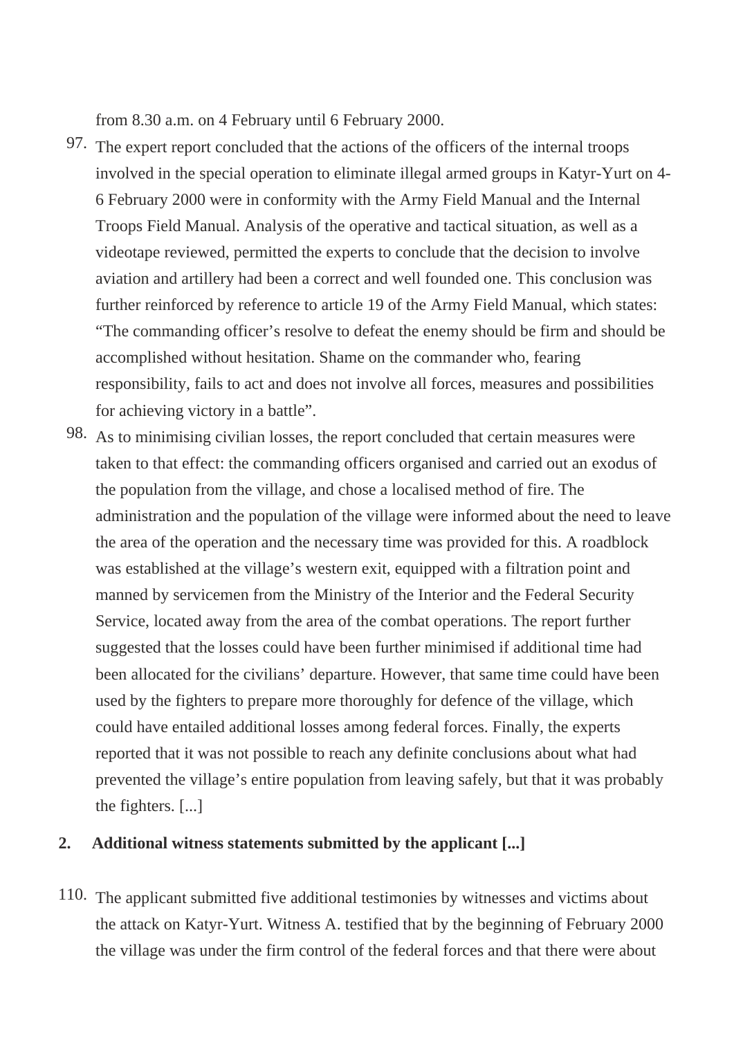from 8.30 a.m. on 4 February until 6 February 2000.

97. The expert report concluded that the actions of the officers of the internal troops involved in the special operation to eliminate illegal armed groups in Katyr-Yurt on 4-6 February 2000 were in conformity with the Army Field Manual and the Internal Troops Field Manual. Analysis of the operative and tactical situation, as well as a videotape reviewed, permitted the experts to conclude that the decision to involve aviation and artillery had been a correct and well founded one. This conclusion was further reinforced by reference to article 19 of the Army Field Manual, which states: "The commanding officer's resolve to defeat the enemy should be firm and should be accomplished without hesitation. Shame on the commander who, fearing responsibility, fails to act and does not involve all forces, measures and possibilities for achieving victory in a battle".

98. As to minimising civilian losses, the report concluded that certain measures were taken to that effect: the commanding officers organised and carried out an exodus of the population from the village, and chose a localised method of fire. The administration and the population of the village were informed about the need to leave the area of the operation and the necessary time was provided for this. A roadblock was established at the village's western exit, equipped with a filtration point and manned by servicemen from the Ministry of the Interior and the Federal Security Service, located away from the area of the combat operations. The report further suggested that the losses could have been further minimised if additional time had been allocated for the civilians' departure. However, that same time could have been used by the fighters to prepare more thoroughly for defence of the village, which could have entailed additional losses among federal forces. Finally, the experts reported that it was not possible to reach any definite conclusions about what had prevented the village's entire population from leaving safely, but that it was probably the fighters. [...]

**2. Additional witness statements submitted by the applicant [...]**

110. The applicant submitted five additional testimonies by witnesses and victims about the attack on Katyr-Yurt. Witness A. testified that by the beginning of February 2000 the village was under the firm control of the federal forces and that there were about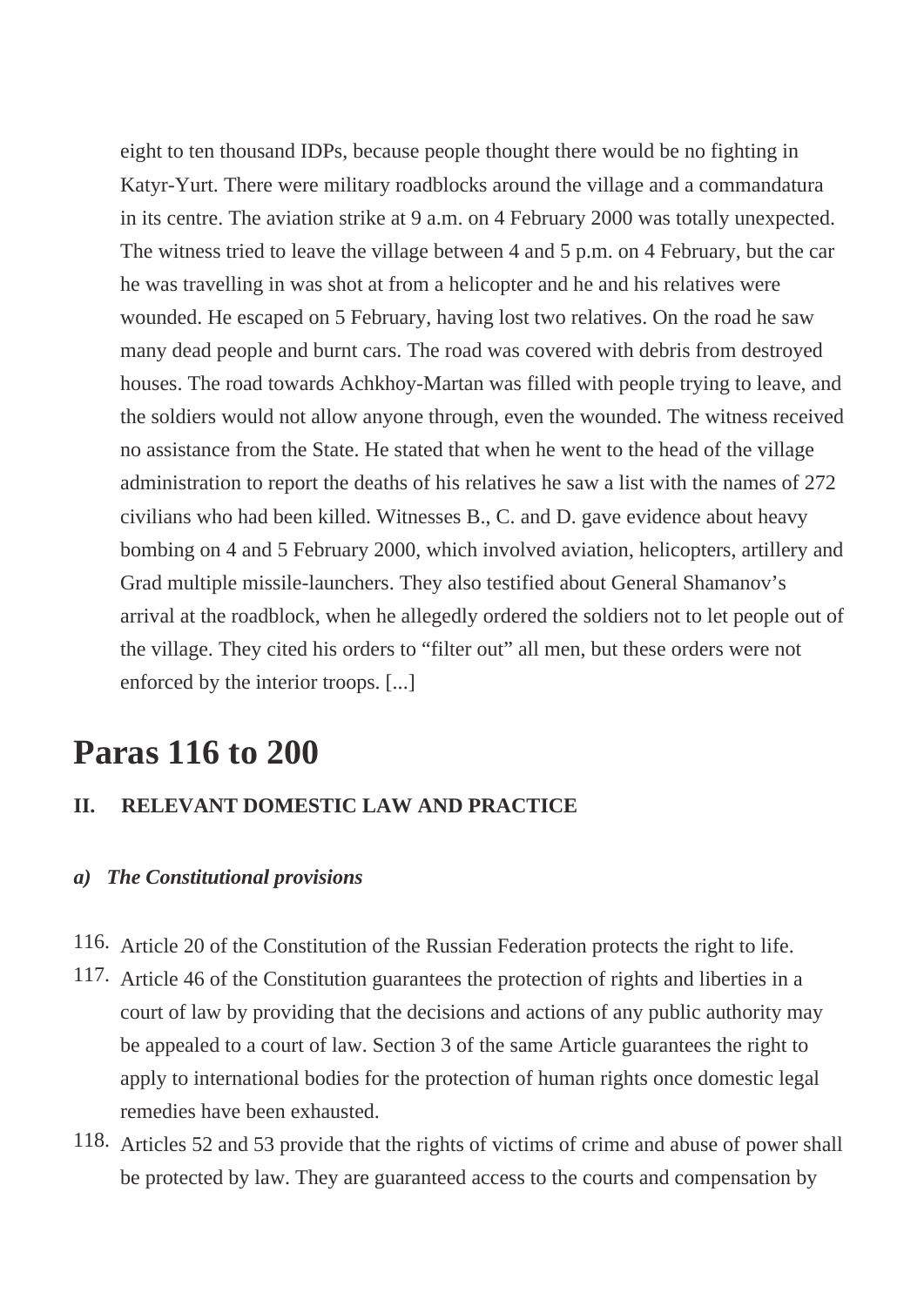eight to ten thousand IDPs, because people thought there would be no fighting in Katyr-Yurt. There were military roadblocks around the village and a commandatura in its centre. The aviation strike at 9 a.m. on 4 February 2000 was totally unexpected. The witness tried to leave the village between 4 and 5 p.m. on 4 February, but the car he was travelling in was shot at from a helicopter and he and his relatives were wounded. He escaped on 5 February, having lost two relatives. On the road he saw many dead people and burnt cars. The road was covered with debris from destroyed houses. The road towards Achkhoy-Martan was filled with people trying to leave, and the soldiers would not allow anyone through, even the wounded. The witness received no assistance from the State. He stated that when he went to the head of the village administration to report the deaths of his relatives he saw a list with the names of 272 civilians who had been killed. Witnesses B., C. and D. gave evidence about heavy bombing on 4 and 5 February 2000, which involved aviation, helicopters, artillery and Grad multiple missile-launchers. They also testified about General Shamanov's arrival at the roadblock, when he allegedly ordered the soldiers not to let people out of the village. They cited his orders to "filter out" all men, but these orders were not enforced by the interior troops. [...]

# Paras 116 to 200

### II. RELEVANT DOMESTIC LAW AND PRACTICE

#### *a) The Constitutional provisions*

116. Article 20 of the Constitution of the Russian Federation protects the right to life.

117. Article 46 of the Constitution guarantees the protection of rights and liberties in a court of law by providing that the decisions and actions of any public authority may be appealed to a court of law. Section 3 of the same Article guarantees the right to apply to international bodies for the protection of human rights once domestic legal remedies have been exhausted.

118. Articles 52 and 53 provide that the rights of victims of crime and abuse of power shall be protected by law. They are guaranteed access to the courts and compensation by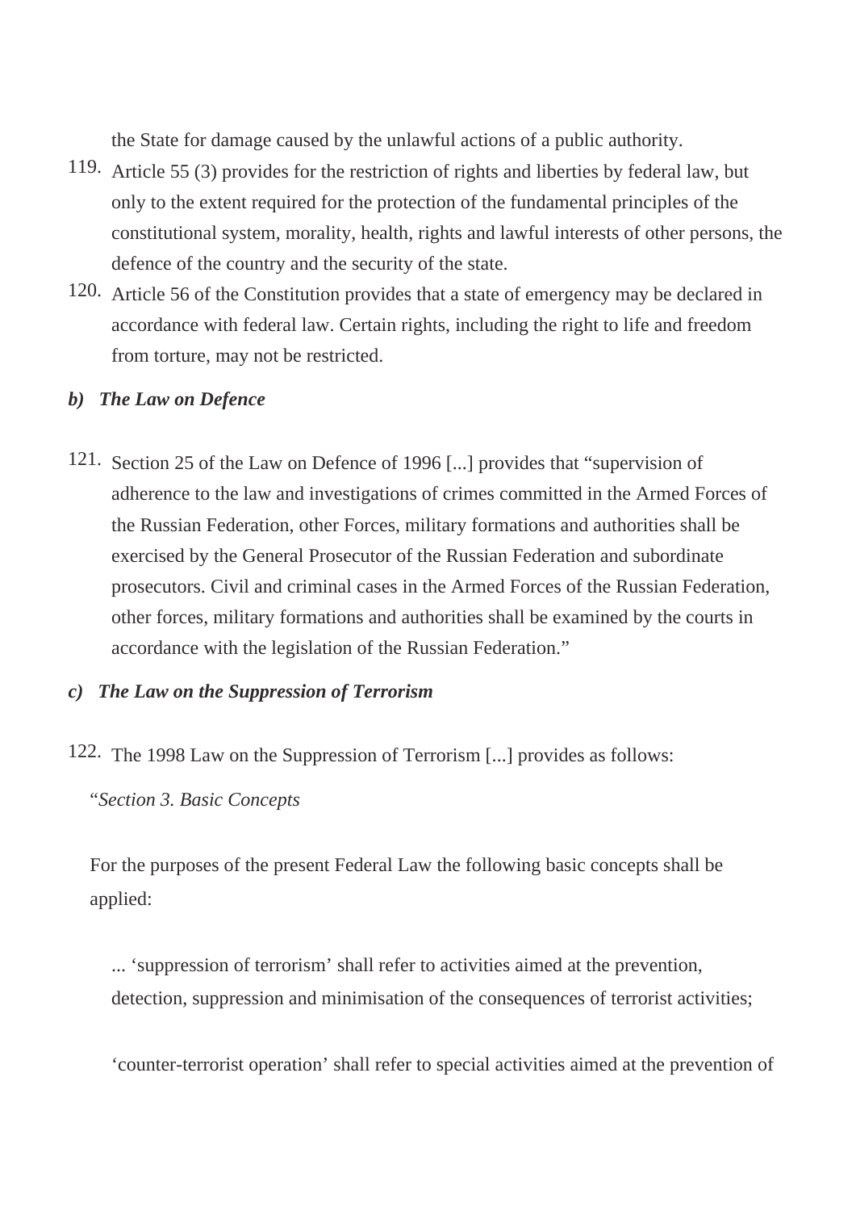the State for damage caused by the unlawful actions of a public authority.

119. Article 55 (3) provides for the restriction of rights and liberties by federal law, but only to the extent required for the protection of the fundamental principles of the constitutional system, morality, health, rights and lawful interests of other persons, the defence of the country and the security of the state.

120. Article 56 of the Constitution provides that a state of emergency may be declared in accordance with federal law. Certain rights, including the right to life and freedom from torture, may not be restricted.

### *b) The Law on Defence*

121. Section 25 of the Law on Defence of 1996 [...] provides that "supervision of adherence to the law and investigations of crimes committed in the Armed Forces of the Russian Federation, other Forces, military formations and authorities shall be exercised by the General Prosecutor of the Russian Federation and subordinate prosecutors. Civil and criminal cases in the Armed Forces of the Russian Federation, other forces, military formations and authorities shall be examined by the courts in accordance with the legislation of the Russian Federation."

### *c) The Law on the Suppression of Terrorism*

122. The 1998 Law on the Suppression of Terrorism [...] provides as follows:

"*Section 3. Basic Concepts*

For the purposes of the present Federal Law the following basic concepts shall be applied:

... 'suppression of terrorism' shall refer to activities aimed at the prevention, detection, suppression and minimisation of the consequences of terrorist activities;

'counter-terrorist operation' shall refer to special activities aimed at the prevention of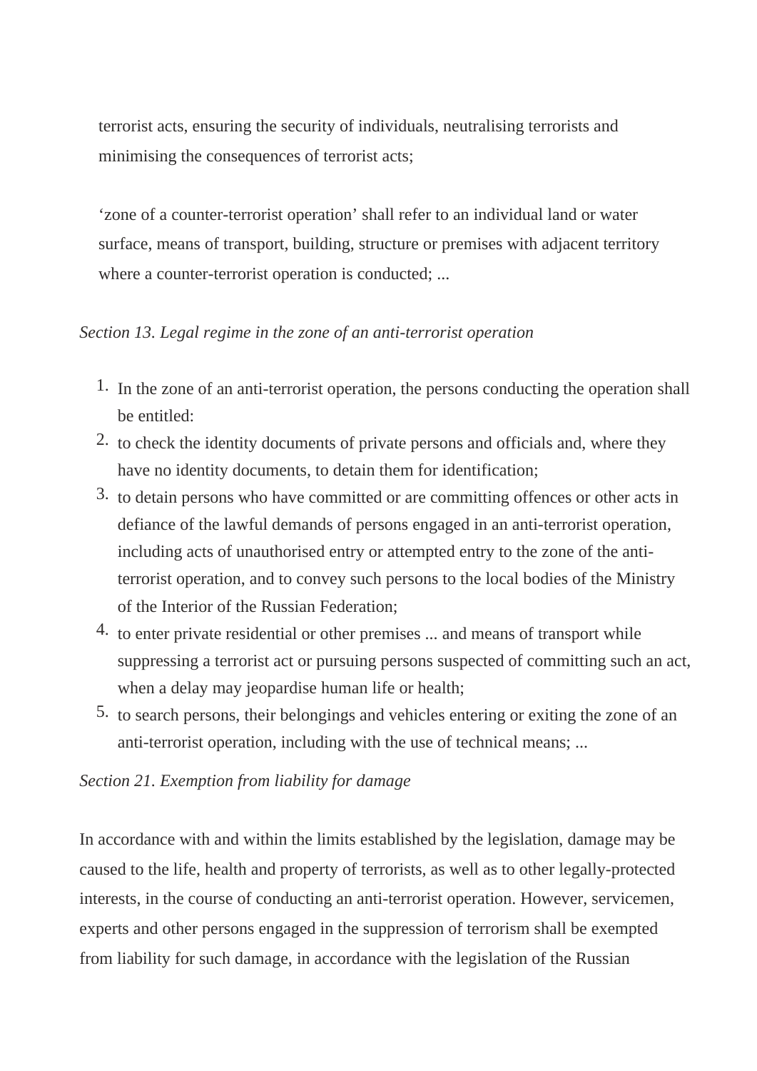terrorist acts, ensuring the security of individuals, neutralising terrorists and minimising the consequences of terrorist acts;

‘zone of a counter-terrorist operation’ shall refer to an individual land or water surface, means of transport, building, structure or premises with adjacent territory where a counter-terrorist operation is conducted; ...

*Section 13. Legal regime in the zone of an anti-terrorist operation*

1. In the zone of an anti-terrorist operation, the persons conducting the operation shall be entitled:
2. to check the identity documents of private persons and officials and, where they have no identity documents, to detain them for identification;
3. to detain persons who have committed or are committing offences or other acts in defiance of the lawful demands of persons engaged in an anti-terrorist operation, including acts of unauthorised entry or attempted entry to the zone of the anti-terrorist operation, and to convey such persons to the local bodies of the Ministry of the Interior of the Russian Federation;
4. to enter private residential or other premises ... and means of transport while suppressing a terrorist act or pursuing persons suspected of committing such an act, when a delay may jeopardise human life or health;
5. to search persons, their belongings and vehicles entering or exiting the zone of an anti-terrorist operation, including with the use of technical means; ...

*Section 21. Exemption from liability for damage*

In accordance with and within the limits established by the legislation, damage may be caused to the life, health and property of terrorists, as well as to other legally-protected interests, in the course of conducting an anti-terrorist operation. However, servicemen, experts and other persons engaged in the suppression of terrorism shall be exempted from liability for such damage, in accordance with the legislation of the Russian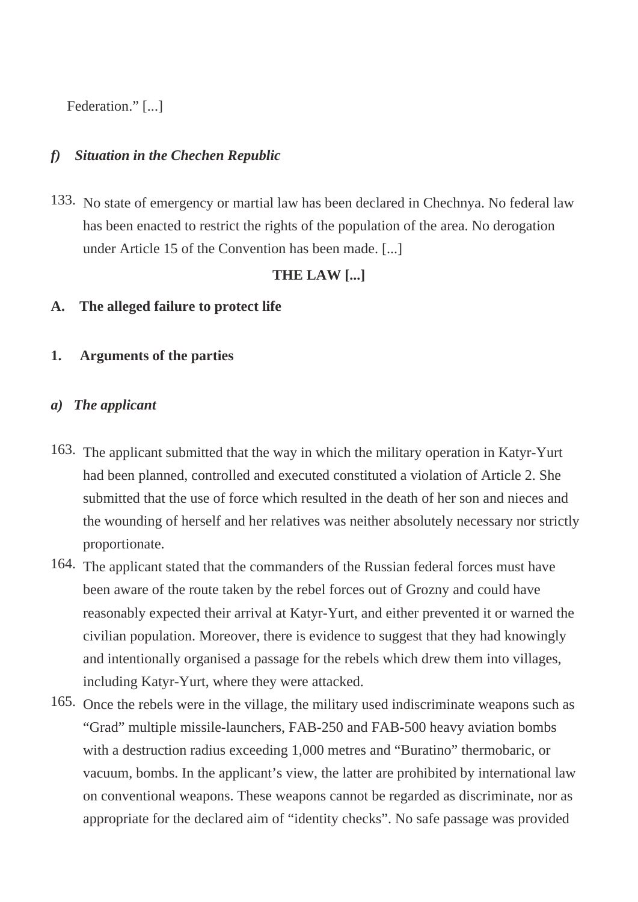Federation.” [...]

### *f) Situation in the Chechen Republic*

133. No state of emergency or martial law has been declared in Chechnya. No federal law has been enacted to restrict the rights of the population of the area. No derogation under Article 15 of the Convention has been made. [...]

## THE LAW [...]

### A. The alleged failure to protect life

### 1. Arguments of the parties

#### *a) The applicant*

163. The applicant submitted that the way in which the military operation in Katyr-Yurt had been planned, controlled and executed constituted a violation of Article 2. She submitted that the use of force which resulted in the death of her son and nieces and the wounding of herself and her relatives was neither absolutely necessary nor strictly proportionate.

164. The applicant stated that the commanders of the Russian federal forces must have been aware of the route taken by the rebel forces out of Grozny and could have reasonably expected their arrival at Katyr-Yurt, and either prevented it or warned the civilian population. Moreover, there is evidence to suggest that they had knowingly and intentionally organised a passage for the rebels which drew them into villages, including Katyr-Yurt, where they were attacked.

165. Once the rebels were in the village, the military used indiscriminate weapons such as “Grad” multiple missile-launchers, FAB-250 and FAB-500 heavy aviation bombs with a destruction radius exceeding 1,000 metres and “Buratino” thermobaric, or vacuum, bombs. In the applicant’s view, the latter are prohibited by international law on conventional weapons. These weapons cannot be regarded as discriminate, nor as appropriate for the declared aim of “identity checks”. No safe passage was provided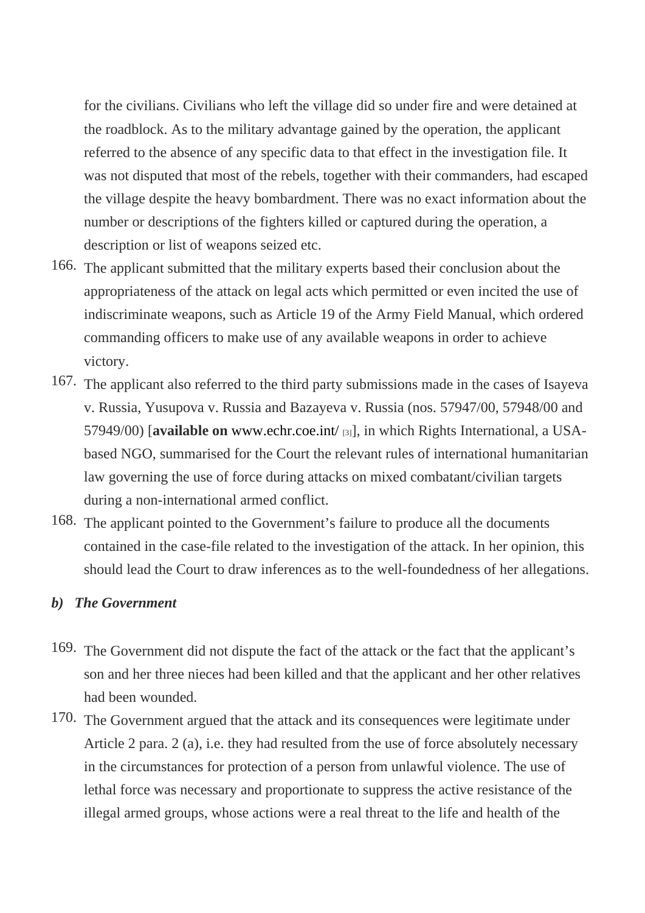for the civilians. Civilians who left the village did so under fire and were detained at the roadblock. As to the military advantage gained by the operation, the applicant referred to the absence of any specific data to that effect in the investigation file. It was not disputed that most of the rebels, together with their commanders, had escaped the village despite the heavy bombardment. There was no exact information about the number or descriptions of the fighters killed or captured during the operation, a description or list of weapons seized etc.

166. The applicant submitted that the military experts based their conclusion about the appropriateness of the attack on legal acts which permitted or even incited the use of indiscriminate weapons, such as Article 19 of the Army Field Manual, which ordered commanding officers to make use of any available weapons in order to achieve victory.

167. The applicant also referred to the third party submissions made in the cases of Isayeva v. Russia, Yusupova v. Russia and Bazayeva v. Russia (nos. 57947/00, 57948/00 and 57949/00) [**available on** www.echr.coe.int/ [3]], in which Rights International, a USA-based NGO, summarised for the Court the relevant rules of international humanitarian law governing the use of force during attacks on mixed combatant/civilian targets during a non-international armed conflict.

168. The applicant pointed to the Government's failure to produce all the documents contained in the case-file related to the investigation of the attack. In her opinion, this should lead the Court to draw inferences as to the well-foundedness of her allegations.

***b) The Government***

169. The Government did not dispute the fact of the attack or the fact that the applicant's son and her three nieces had been killed and that the applicant and her other relatives had been wounded.

170. The Government argued that the attack and its consequences were legitimate under Article 2 para. 2 (a), i.e. they had resulted from the use of force absolutely necessary in the circumstances for protection of a person from unlawful violence. The use of lethal force was necessary and proportionate to suppress the active resistance of the illegal armed groups, whose actions were a real threat to the life and health of the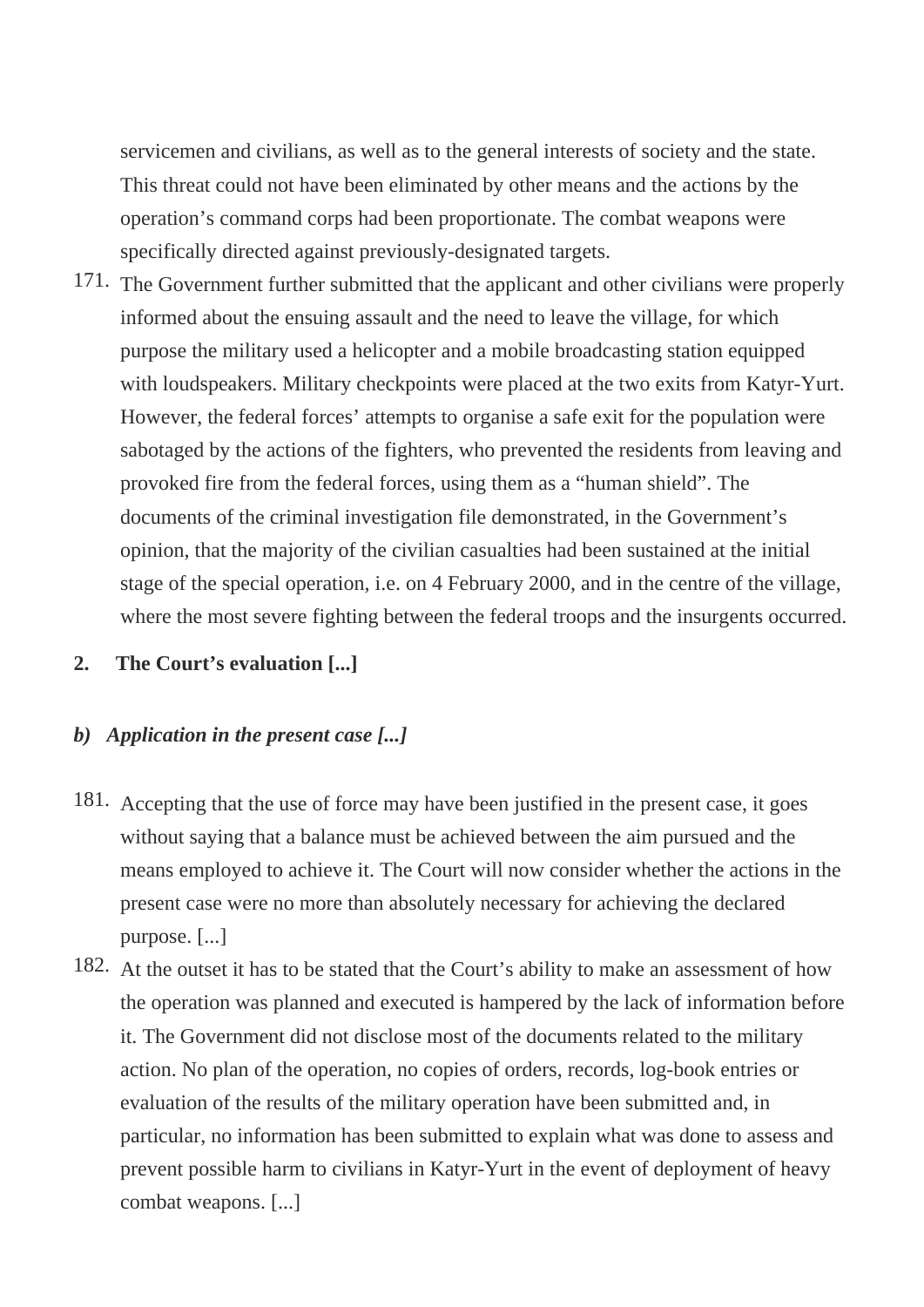servicemen and civilians, as well as to the general interests of society and the state. This threat could not have been eliminated by other means and the actions by the operation's command corps had been proportionate. The combat weapons were specifically directed against previously-designated targets.

171. The Government further submitted that the applicant and other civilians were properly informed about the ensuing assault and the need to leave the village, for which purpose the military used a helicopter and a mobile broadcasting station equipped with loudspeakers. Military checkpoints were placed at the two exits from Katyr-Yurt. However, the federal forces' attempts to organise a safe exit for the population were sabotaged by the actions of the fighters, who prevented the residents from leaving and provoked fire from the federal forces, using them as a "human shield". The documents of the criminal investigation file demonstrated, in the Government's opinion, that the majority of the civilian casualties had been sustained at the initial stage of the special operation, i.e. on 4 February 2000, and in the centre of the village, where the most severe fighting between the federal troops and the insurgents occurred.

**2. The Court's evaluation [...]**

***b) Application in the present case [...]***

181. Accepting that the use of force may have been justified in the present case, it goes without saying that a balance must be achieved between the aim pursued and the means employed to achieve it. The Court will now consider whether the actions in the present case were no more than absolutely necessary for achieving the declared purpose. [...]

182. At the outset it has to be stated that the Court's ability to make an assessment of how the operation was planned and executed is hampered by the lack of information before it. The Government did not disclose most of the documents related to the military action. No plan of the operation, no copies of orders, records, log-book entries or evaluation of the results of the military operation have been submitted and, in particular, no information has been submitted to explain what was done to assess and prevent possible harm to civilians in Katyr-Yurt in the event of deployment of heavy combat weapons. [...]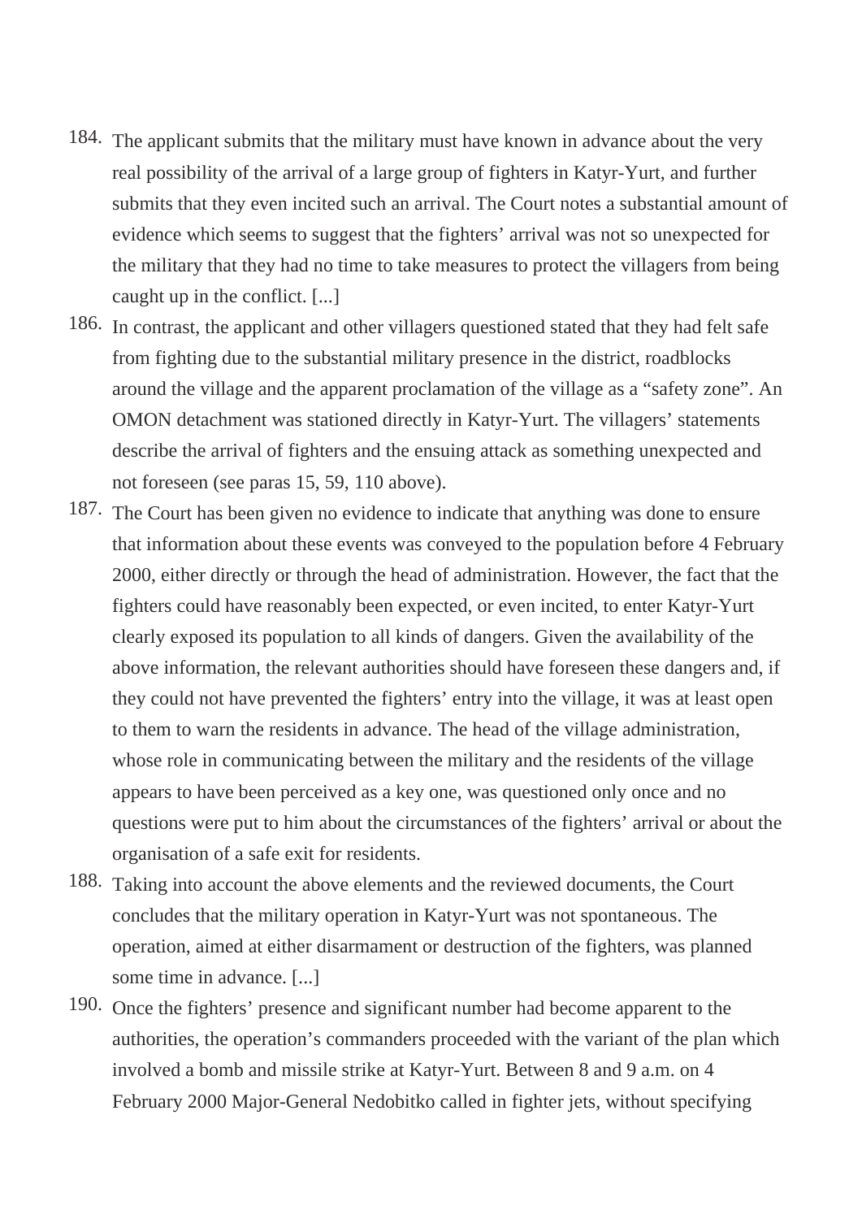184. The applicant submits that the military must have known in advance about the very real possibility of the arrival of a large group of fighters in Katyr-Yurt, and further submits that they even incited such an arrival. The Court notes a substantial amount of evidence which seems to suggest that the fighters' arrival was not so unexpected for the military that they had no time to take measures to protect the villagers from being caught up in the conflict. [...]

186. In contrast, the applicant and other villagers questioned stated that they had felt safe from fighting due to the substantial military presence in the district, roadblocks around the village and the apparent proclamation of the village as a "safety zone". An OMON detachment was stationed directly in Katyr-Yurt. The villagers' statements describe the arrival of fighters and the ensuing attack as something unexpected and not foreseen (see paras 15, 59, 110 above).

187. The Court has been given no evidence to indicate that anything was done to ensure that information about these events was conveyed to the population before 4 February 2000, either directly or through the head of administration. However, the fact that the fighters could have reasonably been expected, or even incited, to enter Katyr-Yurt clearly exposed its population to all kinds of dangers. Given the availability of the above information, the relevant authorities should have foreseen these dangers and, if they could not have prevented the fighters' entry into the village, it was at least open to them to warn the residents in advance. The head of the village administration, whose role in communicating between the military and the residents of the village appears to have been perceived as a key one, was questioned only once and no questions were put to him about the circumstances of the fighters' arrival or about the organisation of a safe exit for residents.

188. Taking into account the above elements and the reviewed documents, the Court concludes that the military operation in Katyr-Yurt was not spontaneous. The operation, aimed at either disarmament or destruction of the fighters, was planned some time in advance. [...]

190. Once the fighters' presence and significant number had become apparent to the authorities, the operation's commanders proceeded with the variant of the plan which involved a bomb and missile strike at Katyr-Yurt. Between 8 and 9 a.m. on 4 February 2000 Major-General Nedobitko called in fighter jets, without specifying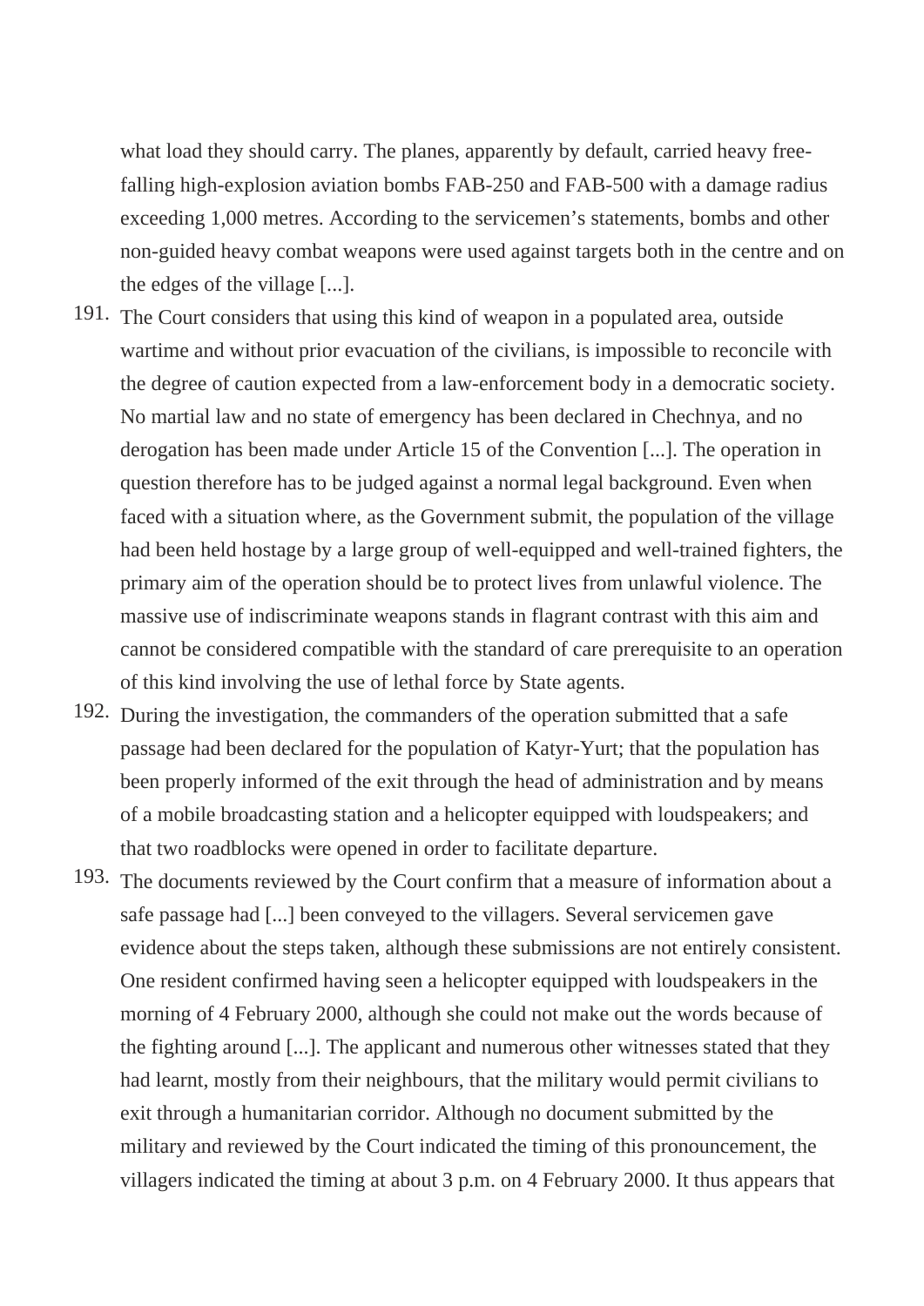what load they should carry. The planes, apparently by default, carried heavy free-falling high-explosion aviation bombs FAB-250 and FAB-500 with a damage radius exceeding 1,000 metres. According to the servicemen's statements, bombs and other non-guided heavy combat weapons were used against targets both in the centre and on the edges of the village [...].

191. The Court considers that using this kind of weapon in a populated area, outside wartime and without prior evacuation of the civilians, is impossible to reconcile with the degree of caution expected from a law-enforcement body in a democratic society. No martial law and no state of emergency has been declared in Chechnya, and no derogation has been made under Article 15 of the Convention [...]. The operation in question therefore has to be judged against a normal legal background. Even when faced with a situation where, as the Government submit, the population of the village had been held hostage by a large group of well-equipped and well-trained fighters, the primary aim of the operation should be to protect lives from unlawful violence. The massive use of indiscriminate weapons stands in flagrant contrast with this aim and cannot be considered compatible with the standard of care prerequisite to an operation of this kind involving the use of lethal force by State agents.

192. During the investigation, the commanders of the operation submitted that a safe passage had been declared for the population of Katyr-Yurt; that the population has been properly informed of the exit through the head of administration and by means of a mobile broadcasting station and a helicopter equipped with loudspeakers; and that two roadblocks were opened in order to facilitate departure.

193. The documents reviewed by the Court confirm that a measure of information about a safe passage had [...] been conveyed to the villagers. Several servicemen gave evidence about the steps taken, although these submissions are not entirely consistent. One resident confirmed having seen a helicopter equipped with loudspeakers in the morning of 4 February 2000, although she could not make out the words because of the fighting around [...]. The applicant and numerous other witnesses stated that they had learnt, mostly from their neighbours, that the military would permit civilians to exit through a humanitarian corridor. Although no document submitted by the military and reviewed by the Court indicated the timing of this pronouncement, the villagers indicated the timing at about 3 p.m. on 4 February 2000. It thus appears that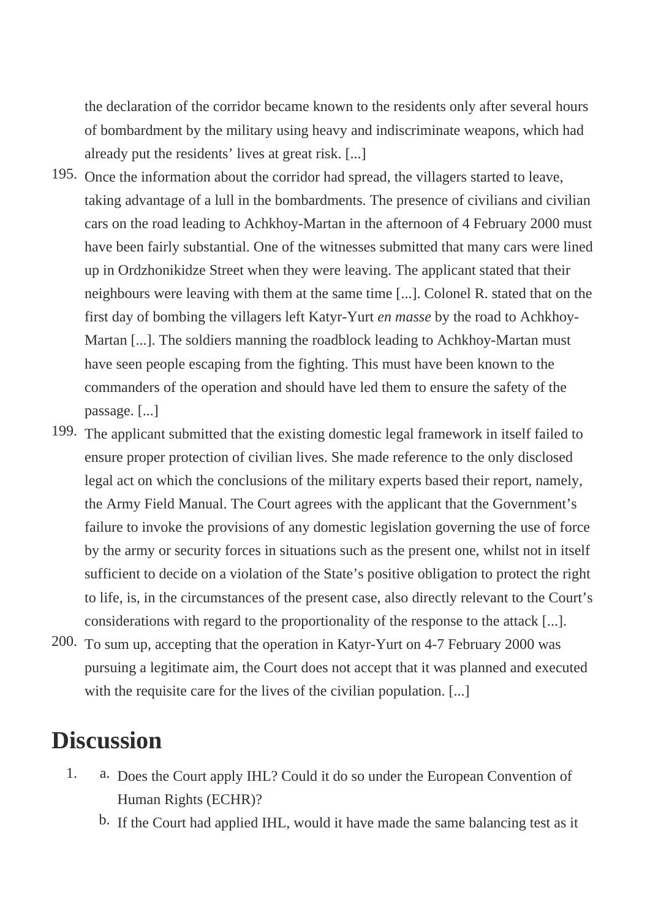the declaration of the corridor became known to the residents only after several hours of bombardment by the military using heavy and indiscriminate weapons, which had already put the residents' lives at great risk. [...]

195. Once the information about the corridor had spread, the villagers started to leave, taking advantage of a lull in the bombardments. The presence of civilians and civilian cars on the road leading to Achkhoy-Martan in the afternoon of 4 February 2000 must have been fairly substantial. One of the witnesses submitted that many cars were lined up in Ordzhonikidze Street when they were leaving. The applicant stated that their neighbours were leaving with them at the same time [...]. Colonel R. stated that on the first day of bombing the villagers left Katyr-Yurt *en masse* by the road to Achkhoy-Martan [...]. The soldiers manning the roadblock leading to Achkhoy-Martan must have seen people escaping from the fighting. This must have been known to the commanders of the operation and should have led them to ensure the safety of the passage. [...]

199. The applicant submitted that the existing domestic legal framework in itself failed to ensure proper protection of civilian lives. She made reference to the only disclosed legal act on which the conclusions of the military experts based their report, namely, the Army Field Manual. The Court agrees with the applicant that the Government's failure to invoke the provisions of any domestic legislation governing the use of force by the army or security forces in situations such as the present one, whilst not in itself sufficient to decide on a violation of the State's positive obligation to protect the right to life, is, in the circumstances of the present case, also directly relevant to the Court's considerations with regard to the proportionality of the response to the attack [...].

200. To sum up, accepting that the operation in Katyr-Yurt on 4-7 February 2000 was pursuing a legitimate aim, the Court does not accept that it was planned and executed with the requisite care for the lives of the civilian population. [...]

## Discussion

1. a. Does the Court apply IHL? Could it do so under the European Convention of Human Rights (ECHR)?
   b. If the Court had applied IHL, would it have made the same balancing test as it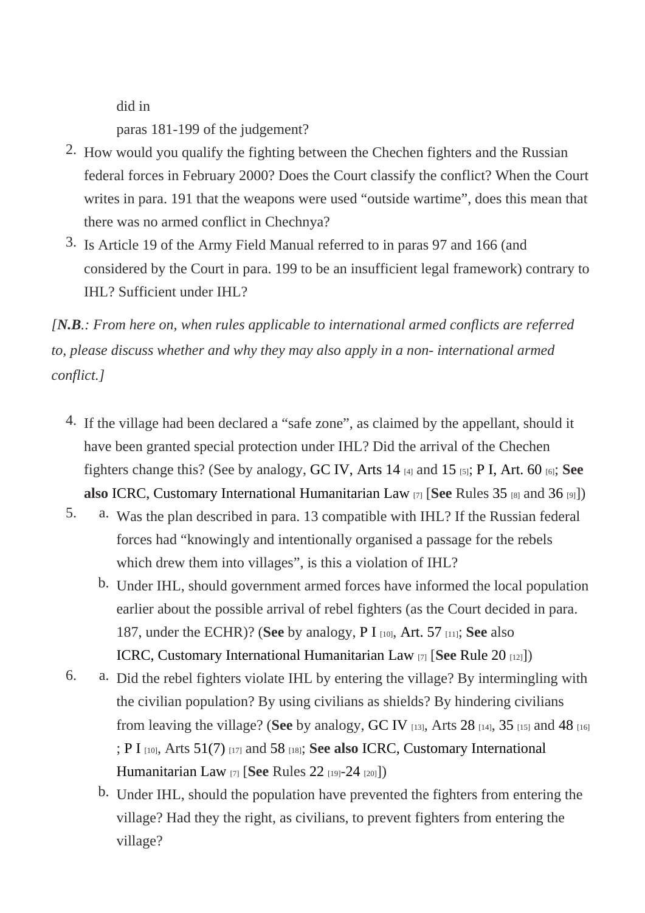did in
paras 181-199 of the judgement?

2. How would you qualify the fighting between the Chechen fighters and the Russian federal forces in February 2000? Does the Court classify the conflict? When the Court writes in para. 191 that the weapons were used "outside wartime", does this mean that there was no armed conflict in Chechnya?
3. Is Article 19 of the Army Field Manual referred to in paras 97 and 166 (and considered by the Court in para. 199 to be an insufficient legal framework) contrary to IHL? Sufficient under IHL?

*[**N.B.**: From here on, when rules applicable to international armed conflicts are referred to, please discuss whether and why they may also apply in a non- international armed conflict.]*

4. If the village had been declared a "safe zone", as claimed by the appellant, should it have been granted special protection under IHL? Did the arrival of the Chechen fighters change this? (See by analogy, GC IV, Arts 14 [4] and 15 [5]; P I, Art. 60 [6]; **See also** ICRC, Customary International Humanitarian Law [7] [**See** Rules 35 [8] and 36 [9]])
5. a. Was the plan described in para. 13 compatible with IHL? If the Russian federal forces had "knowingly and intentionally organised a passage for the rebels which drew them into villages", is this a violation of IHL?
   b. Under IHL, should government armed forces have informed the local population earlier about the possible arrival of rebel fighters (as the Court decided in para. 187, under the ECHR)? (**See** by analogy, P I [10], Art. 57 [11]; **See** also ICRC, Customary International Humanitarian Law [7] [**See** Rule 20 [12]])
6. a. Did the rebel fighters violate IHL by entering the village? By intermingling with the civilian population? By using civilians as shields? By hindering civilians from leaving the village? (**See** by analogy, GC IV [13], Arts 28 [14], 35 [15] and 48 [16]; P I [10], Arts 51(7) [17] and 58 [18]; **See also** ICRC, Customary International Humanitarian Law [7] [**See** Rules 22 [19]-24 [20]])
   b. Under IHL, should the population have prevented the fighters from entering the village? Had they the right, as civilians, to prevent fighters from entering the village?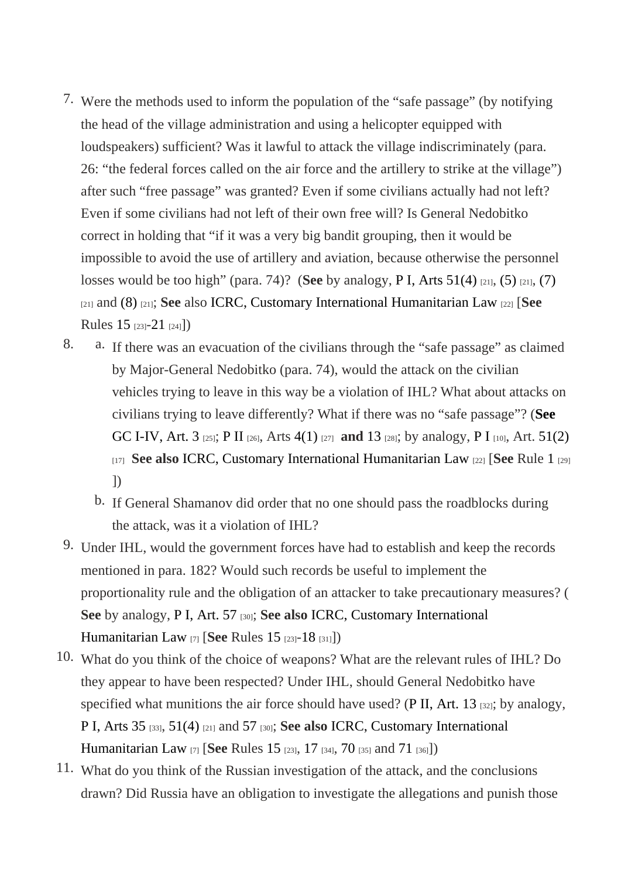7. Were the methods used to inform the population of the "safe passage" (by notifying the head of the village administration and using a helicopter equipped with loudspeakers) sufficient? Was it lawful to attack the village indiscriminately (para. 26: "the federal forces called on the air force and the artillery to strike at the village") after such "free passage" was granted? Even if some civilians actually had not left? Even if some civilians had not left of their own free will? Is General Nedobitko correct in holding that "if it was a very big bandit grouping, then it would be impossible to avoid the use of artillery and aviation, because otherwise the personnel losses would be too high" (para. 74)? (**See** by analogy, P I, Arts 51(4) [21], (5) [21], (7) [21] and (8) [21]; **See** also ICRC, Customary International Humanitarian Law [22] [**See** Rules 15 [23]-21 [24]])
8. a. If there was an evacuation of the civilians through the "safe passage" as claimed by Major-General Nedobitko (para. 74), would the attack on the civilian vehicles trying to leave in this way be a violation of IHL? What about attacks on civilians trying to leave differently? What if there was no "safe passage"? (**See** GC I-IV, Art. 3 [25]; P II [26], Arts 4(1) [27] **and** 13 [28]; by analogy, P I [10], Art. 51(2) [17] **See also** ICRC, Customary International Humanitarian Law [22] [**See** Rule 1 [29]])
   b. If General Shamanov did order that no one should pass the roadblocks during the attack, was it a violation of IHL?
9. Under IHL, would the government forces have had to establish and keep the records mentioned in para. 182? Would such records be useful to implement the proportionality rule and the obligation of an attacker to take precautionary measures? (**See** by analogy, P I, Art. 57 [30]; **See also** ICRC, Customary International Humanitarian Law [7] [**See** Rules 15 [23]-18 [31]])
10. What do you think of the choice of weapons? What are the relevant rules of IHL? Do they appear to have been respected? Under IHL, should General Nedobitko have specified what munitions the air force should have used? (P II, Art. 13 [32]; by analogy, P I, Arts 35 [33], 51(4) [21] and 57 [30]; **See also** ICRC, Customary International Humanitarian Law [7] [**See** Rules 15 [23], 17 [34], 70 [35] and 71 [36]])
11. What do you think of the Russian investigation of the attack, and the conclusions drawn? Did Russia have an obligation to investigate the allegations and punish those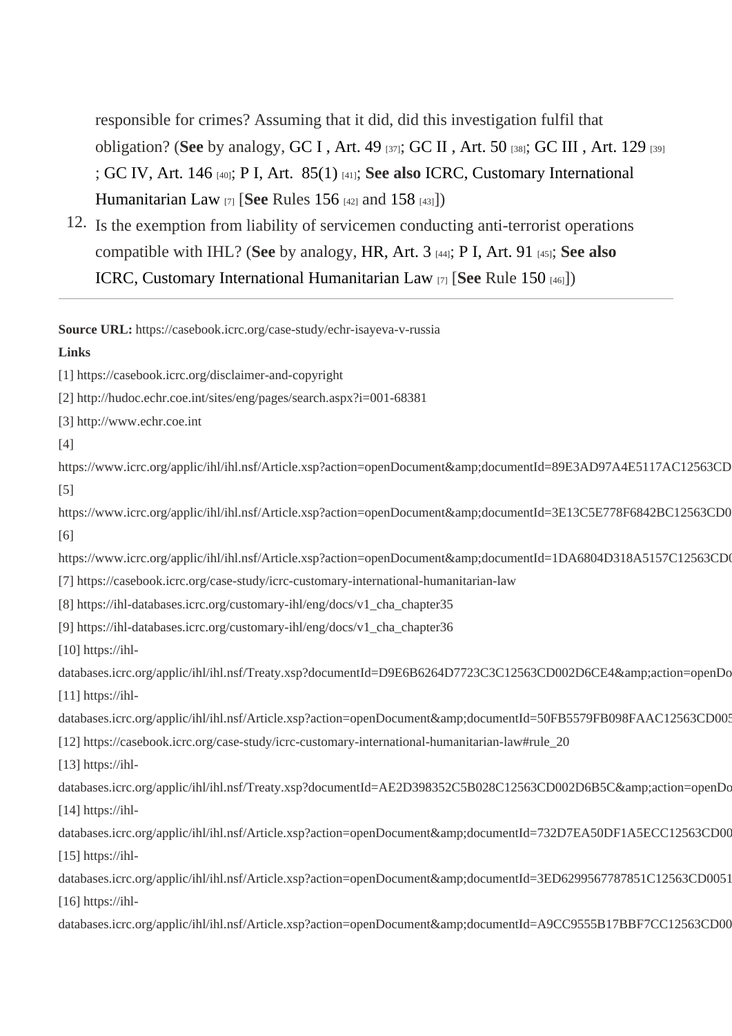responsible for crimes? Assuming that it did, did this investigation fulfil that obligation? (**See** by analogy, GC I , Art. 49 [37]; GC II , Art. 50 [38]; GC III , Art. 129 [39] ; GC IV, Art. 146 [40]; P I, Art. 85(1) [41]; **See also** ICRC, Customary International Humanitarian Law [7] [**See** Rules 156 [42] and 158 [43]])

12. Is the exemption from liability of servicemen conducting anti-terrorist operations compatible with IHL? (**See** by analogy, HR, Art. 3 [44]; P I, Art. 91 [45]; **See also** ICRC, Customary International Humanitarian Law [7] [**See** Rule 150 [46]])

---

**Source URL:** https://casebook.icrc.org/case-study/echr-isayeva-v-russia

**Links**

[1] https://casebook.icrc.org/disclaimer-and-copyright

[2] http://hudoc.echr.coe.int/sites/eng/pages/search.aspx?i=001-68381

[3] http://www.echr.coe.int

[4] https://www.icrc.org/applic/ihl/ihl.nsf/Article.xsp?action=openDocument&amp;documentId=89E3AD97A4E5117AC12563CD

[5] https://www.icrc.org/applic/ihl/ihl.nsf/Article.xsp?action=openDocument&amp;documentId=3E13C5E778F6842BC12563CD0

[6] https://www.icrc.org/applic/ihl/ihl.nsf/Article.xsp?action=openDocument&amp;documentId=1DA6804D318A5157C12563CD0

[7] https://casebook.icrc.org/case-study/icrc-customary-international-humanitarian-law

[8] https://ihl-databases.icrc.org/customary-ihl/eng/docs/v1_cha_chapter35

[9] https://ihl-databases.icrc.org/customary-ihl/eng/docs/v1_cha_chapter36

[10] https://ihl-databases.icrc.org/applic/ihl/ihl.nsf/Treaty.xsp?documentId=D9E6B6264D7723C3C12563CD002D6CE4&amp;action=openDo

[11] https://ihl-databases.icrc.org/applic/ihl/ihl.nsf/Article.xsp?action=openDocument&amp;documentId=50FB5579FB098FAAC12563CD005

[12] https://casebook.icrc.org/case-study/icrc-customary-international-humanitarian-law#rule_20

[13] https://ihl-databases.icrc.org/applic/ihl/ihl.nsf/Treaty.xsp?documentId=AE2D398352C5B028C12563CD002D6B5C&amp;action=openDo

[14] https://ihl-databases.icrc.org/applic/ihl/ihl.nsf/Article.xsp?action=openDocument&amp;documentId=732D7EA50DF1A5ECC12563CD00

[15] https://ihl-databases.icrc.org/applic/ihl/ihl.nsf/Article.xsp?action=openDocument&amp;documentId=3ED6299567787851C12563CD0051

[16] https://ihl-databases.icrc.org/applic/ihl/ihl.nsf/Article.xsp?action=openDocument&amp;documentId=A9CC9555B17BBF7CC12563CD00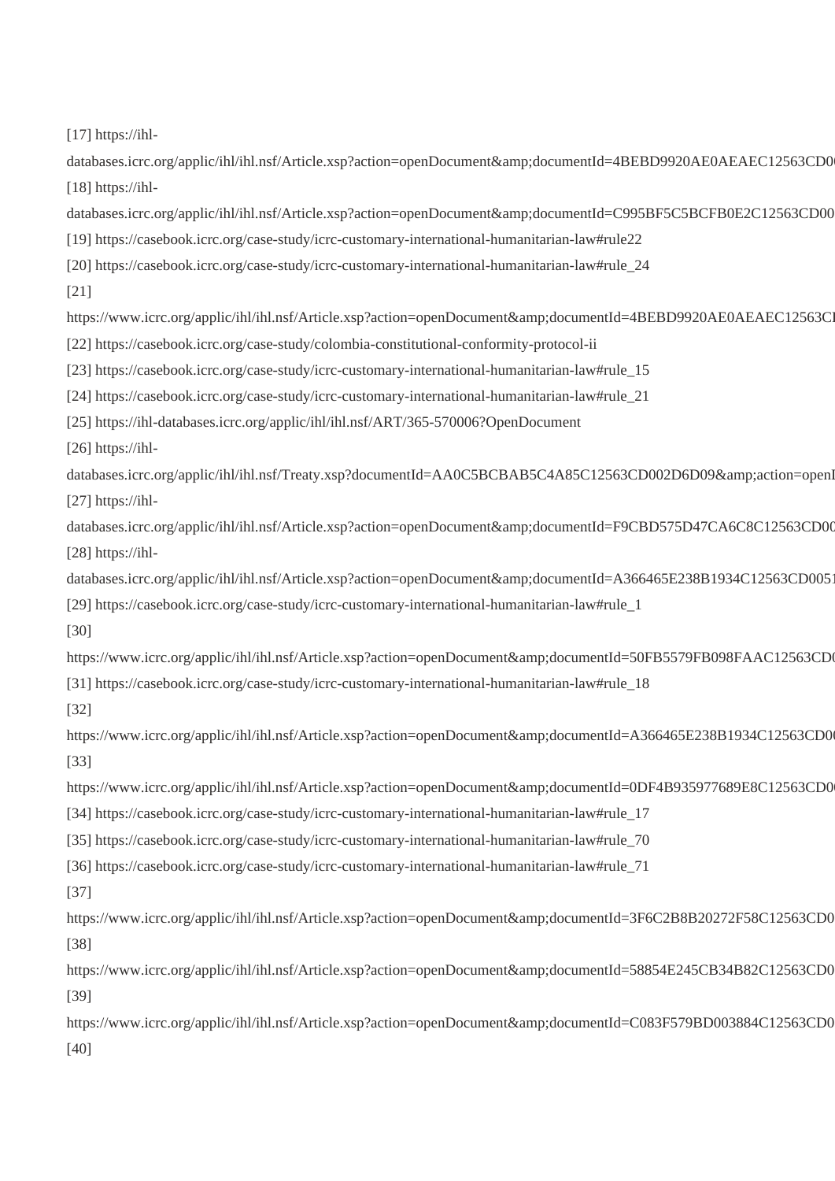[17] https://ihl-databases.icrc.org/applic/ihl/ihl.nsf/Article.xsp?action=openDocument&amp;documentId=4BEBD9920AE0AEAEC12563CD0

[18] https://ihl-databases.icrc.org/applic/ihl/ihl.nsf/Article.xsp?action=openDocument&amp;documentId=C995BF5C5BCFB0E2C12563CD00

[19] https://casebook.icrc.org/case-study/icrc-customary-international-humanitarian-law#rule22

[20] https://casebook.icrc.org/case-study/icrc-customary-international-humanitarian-law#rule_24

[21] https://www.icrc.org/applic/ihl/ihl.nsf/Article.xsp?action=openDocument&amp;documentId=4BEBD9920AE0AEAEC12563C

[22] https://casebook.icrc.org/case-study/colombia-constitutional-conformity-protocol-ii

[23] https://casebook.icrc.org/case-study/icrc-customary-international-humanitarian-law#rule_15

[24] https://casebook.icrc.org/case-study/icrc-customary-international-humanitarian-law#rule_21

[25] https://ihl-databases.icrc.org/applic/ihl/ihl.nsf/ART/365-570006?OpenDocument

[26] https://ihl-databases.icrc.org/applic/ihl/ihl.nsf/Treaty.xsp?documentId=AA0C5BCBAB5C4A85C12563CD002D6D09&amp;action=open

[27] https://ihl-databases.icrc.org/applic/ihl/ihl.nsf/Article.xsp?action=openDocument&amp;documentId=F9CBD575D47CA6C8C12563CD00

[28] https://ihl-databases.icrc.org/applic/ihl/ihl.nsf/Article.xsp?action=openDocument&amp;documentId=A366465E238B1934C12563CD005

[29] https://casebook.icrc.org/case-study/icrc-customary-international-humanitarian-law#rule_1

[30] https://www.icrc.org/applic/ihl/ihl.nsf/Article.xsp?action=openDocument&amp;documentId=50FB5579FB098FAAC12563CD

[31] https://casebook.icrc.org/case-study/icrc-customary-international-humanitarian-law#rule_18

[32] https://www.icrc.org/applic/ihl/ihl.nsf/Article.xsp?action=openDocument&amp;documentId=A366465E238B1934C12563CD0

[33] https://www.icrc.org/applic/ihl/ihl.nsf/Article.xsp?action=openDocument&amp;documentId=0DF4B935977689E8C12563CD0

[34] https://casebook.icrc.org/case-study/icrc-customary-international-humanitarian-law#rule_17

[35] https://casebook.icrc.org/case-study/icrc-customary-international-humanitarian-law#rule_70

[36] https://casebook.icrc.org/case-study/icrc-customary-international-humanitarian-law#rule_71

[37] https://www.icrc.org/applic/ihl/ihl.nsf/Article.xsp?action=openDocument&amp;documentId=3F6C2B8B20272F58C12563CD0

[38] https://www.icrc.org/applic/ihl/ihl.nsf/Article.xsp?action=openDocument&amp;documentId=58854E245CB34B82C12563CD0

[39] https://www.icrc.org/applic/ihl/ihl.nsf/Article.xsp?action=openDocument&amp;documentId=C083F579BD003884C12563CD0

[40]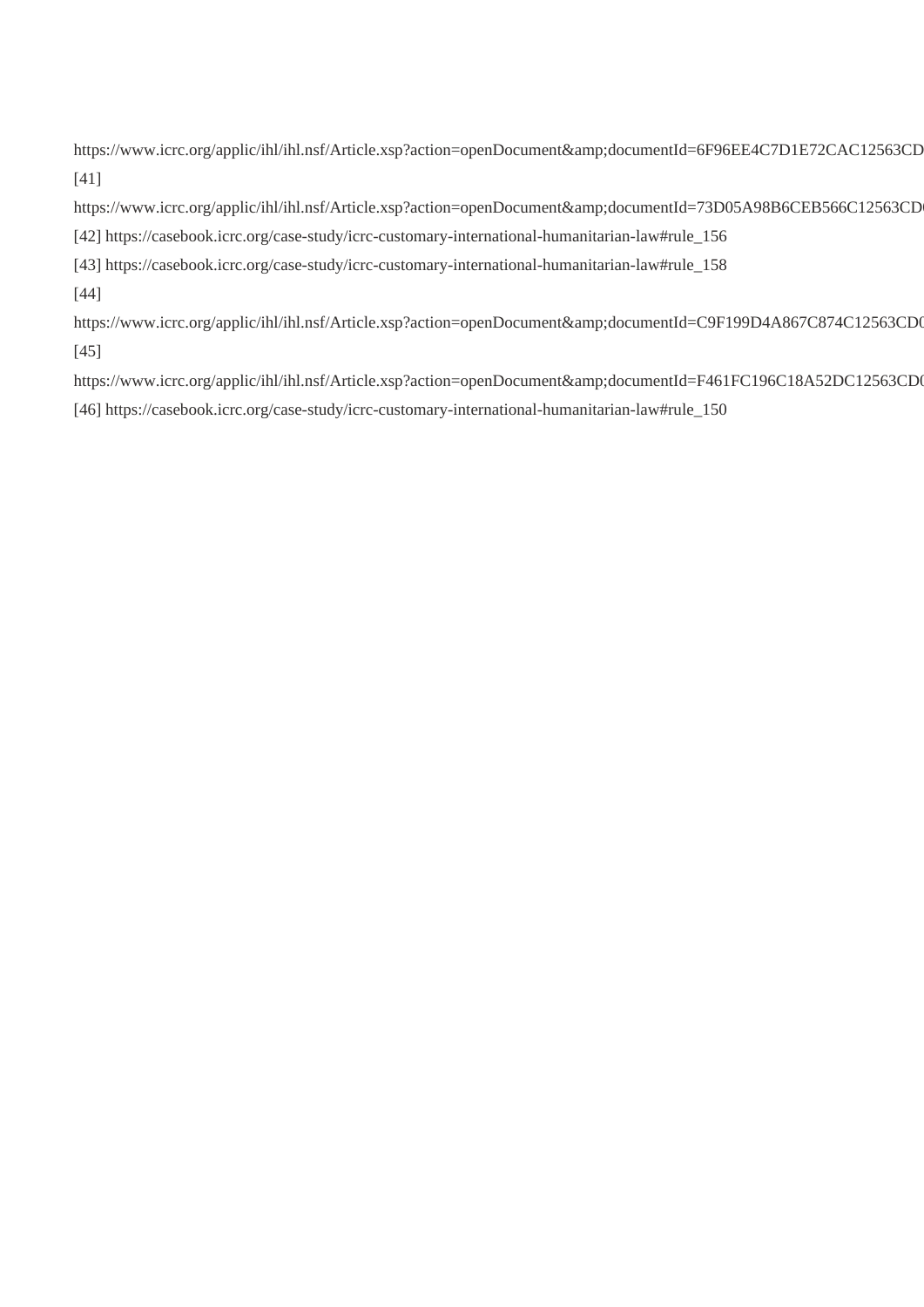https://www.icrc.org/applic/ihl/ihl.nsf/Article.xsp?action=openDocument&amp;documentId=6F96EE4C7D1E72CAC12563CD

[41]

https://www.icrc.org/applic/ihl/ihl.nsf/Article.xsp?action=openDocument&amp;documentId=73D05A98B6CEB566C12563CD

[42] https://casebook.icrc.org/case-study/icrc-customary-international-humanitarian-law#rule_156

[43] https://casebook.icrc.org/case-study/icrc-customary-international-humanitarian-law#rule_158

[44]

https://www.icrc.org/applic/ihl/ihl.nsf/Article.xsp?action=openDocument&amp;documentId=C9F199D4A867C874C12563CD0

[45]

https://www.icrc.org/applic/ihl/ihl.nsf/Article.xsp?action=openDocument&amp;documentId=F461FC196C18A52DC12563CD0

[46] https://casebook.icrc.org/case-study/icrc-customary-international-humanitarian-law#rule_150